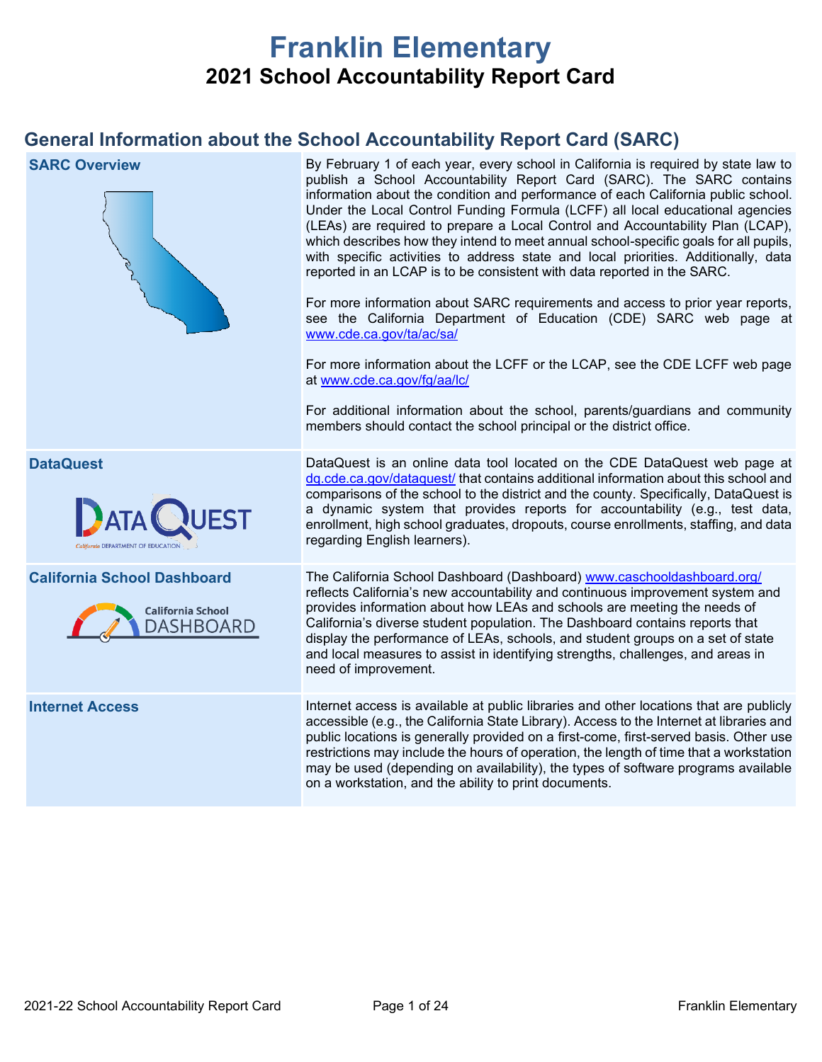# Franklin Elementary

## 2021 School Accountability Report Card

## General Information about the School Accountability Report Card (SARC)

| | |
|---|---|
| **SARC Overview** | By February 1 of each year, every school in California is required by state law to publish a School Accountability Report Card (SARC). The SARC contains information about the condition and performance of each California public school. Under the Local Control Funding Formula (LCFF) all local educational agencies (LEAs) are required to prepare a Local Control and Accountability Plan (LCAP), which describes how they intend to meet annual school-specific goals for all pupils, with specific activities to address state and local priorities. Additionally, data reported in an LCAP is to be consistent with data reported in the SARC.<br><br>For more information about SARC requirements and access to prior year reports, see the California Department of Education (CDE) SARC web page at www.cde.ca.gov/ta/ac/sa/<br><br>For more information about the LCFF or the LCAP, see the CDE LCFF web page at www.cde.ca.gov/fg/aa/lc/<br><br>For additional information about the school, parents/guardians and community members should contact the school principal or the district office. |
| **DataQuest** | DataQuest is an online data tool located on the CDE DataQuest web page at dq.cde.ca.gov/dataquest/ that contains additional information about this school and comparisons of the school to the district and the county. Specifically, DataQuest is a dynamic system that provides reports for accountability (e.g., test data, enrollment, high school graduates, dropouts, course enrollments, staffing, and data regarding English learners). |
| **California School Dashboard** | The California School Dashboard (Dashboard) www.caschooldashboard.org/ reflects California's new accountability and continuous improvement system and provides information about how LEAs and schools are meeting the needs of California's diverse student population. The Dashboard contains reports that display the performance of LEAs, schools, and student groups on a set of state and local measures to assist in identifying strengths, challenges, and areas in need of improvement. |
| **Internet Access** | Internet access is available at public libraries and other locations that are publicly accessible (e.g., the California State Library). Access to the Internet at libraries and public locations is generally provided on a first-come, first-served basis. Other use restrictions may include the hours of operation, the length of time that a workstation may be used (depending on availability), the types of software programs available on a workstation, and the ability to print documents. |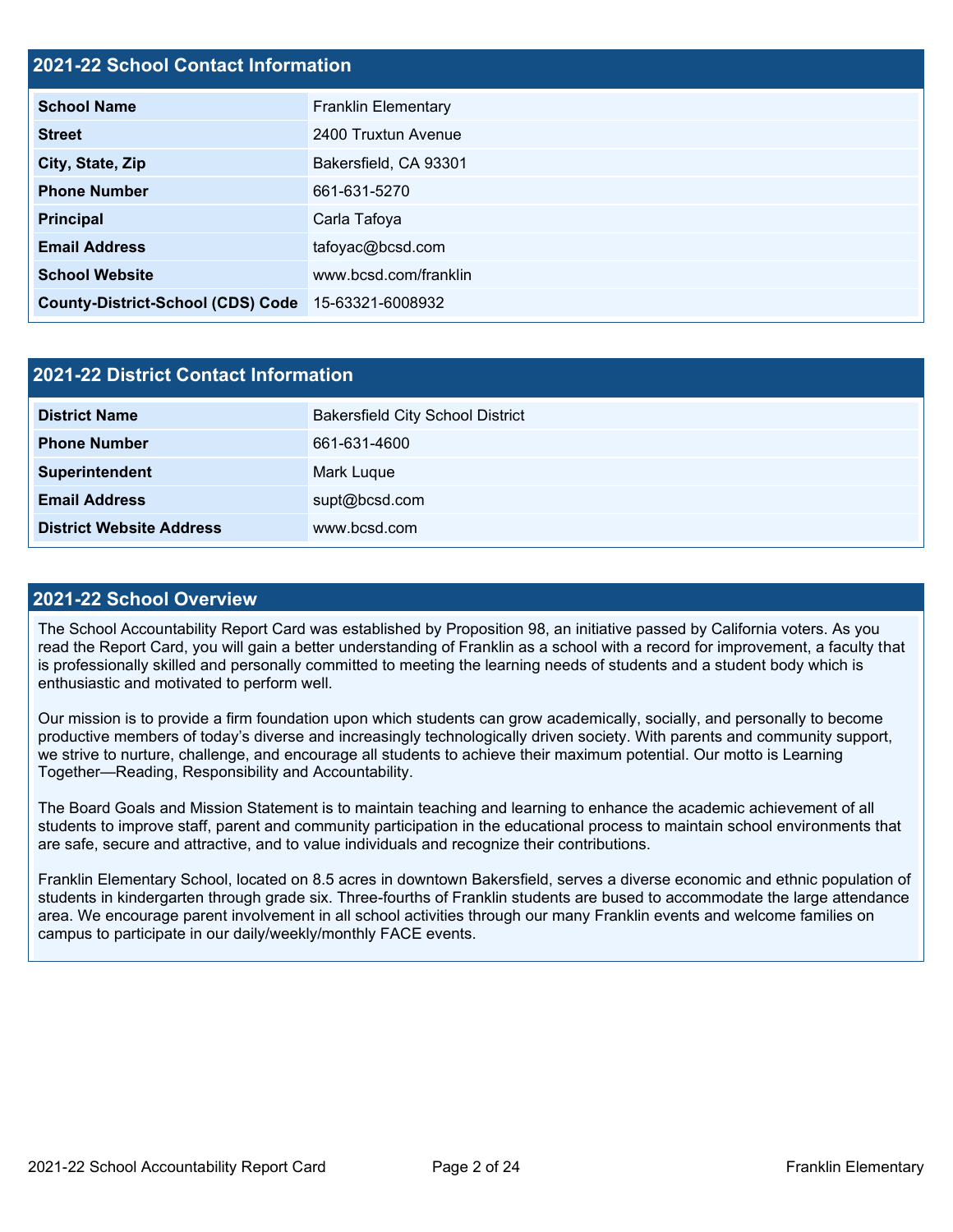## 2021-22 School Contact Information

| 2021-22 School Contact Information | |
|---|---|
| **School Name** | Franklin Elementary |
| **Street** | 2400 Truxtun Avenue |
| **City, State, Zip** | Bakersfield, CA 93301 |
| **Phone Number** | 661-631-5270 |
| **Principal** | Carla Tafoya |
| **Email Address** | tafoyac@bcsd.com |
| **School Website** | www.bcsd.com/franklin |
| **County-District-School (CDS) Code** | 15-63321-6008932 |

## 2021-22 District Contact Information

| 2021-22 District Contact Information | |
|---|---|
| **District Name** | Bakersfield City School District |
| **Phone Number** | 661-631-4600 |
| **Superintendent** | Mark Luque |
| **Email Address** | supt@bcsd.com |
| **District Website Address** | www.bcsd.com |

## 2021-22 School Overview

The School Accountability Report Card was established by Proposition 98, an initiative passed by California voters. As you read the Report Card, you will gain a better understanding of Franklin as a school with a record for improvement, a faculty that is professionally skilled and personally committed to meeting the learning needs of students and a student body which is enthusiastic and motivated to perform well.

Our mission is to provide a firm foundation upon which students can grow academically, socially, and personally to become productive members of today's diverse and increasingly technologically driven society. With parents and community support, we strive to nurture, challenge, and encourage all students to achieve their maximum potential. Our motto is Learning Together—Reading, Responsibility and Accountability.

The Board Goals and Mission Statement is to maintain teaching and learning to enhance the academic achievement of all students to improve staff, parent and community participation in the educational process to maintain school environments that are safe, secure and attractive, and to value individuals and recognize their contributions.

Franklin Elementary School, located on 8.5 acres in downtown Bakersfield, serves a diverse economic and ethnic population of students in kindergarten through grade six. Three-fourths of Franklin students are bused to accommodate the large attendance area. We encourage parent involvement in all school activities through our many Franklin events and welcome families on campus to participate in our daily/weekly/monthly FACE events.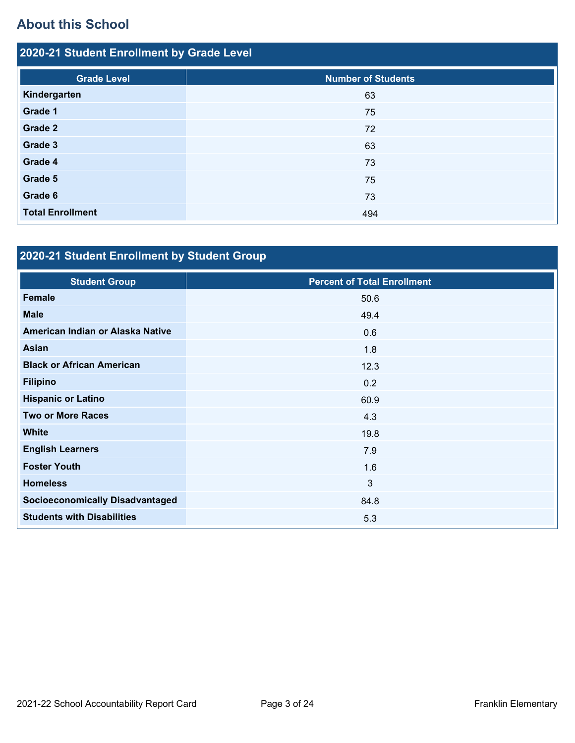## About this School

### 2020-21 Student Enrollment by Grade Level

| Grade Level | Number of Students |
|---|---|
| **Kindergarten** | 63 |
| **Grade 1** | 75 |
| **Grade 2** | 72 |
| **Grade 3** | 63 |
| **Grade 4** | 73 |
| **Grade 5** | 75 |
| **Grade 6** | 73 |
| **Total Enrollment** | 494 |

### 2020-21 Student Enrollment by Student Group

| Student Group | Percent of Total Enrollment |
|---|---|
| **Female** | 50.6 |
| **Male** | 49.4 |
| **American Indian or Alaska Native** | 0.6 |
| **Asian** | 1.8 |
| **Black or African American** | 12.3 |
| **Filipino** | 0.2 |
| **Hispanic or Latino** | 60.9 |
| **Two or More Races** | 4.3 |
| **White** | 19.8 |
| **English Learners** | 7.9 |
| **Foster Youth** | 1.6 |
| **Homeless** | 3 |
| **Socioeconomically Disadvantaged** | 84.8 |
| **Students with Disabilities** | 5.3 |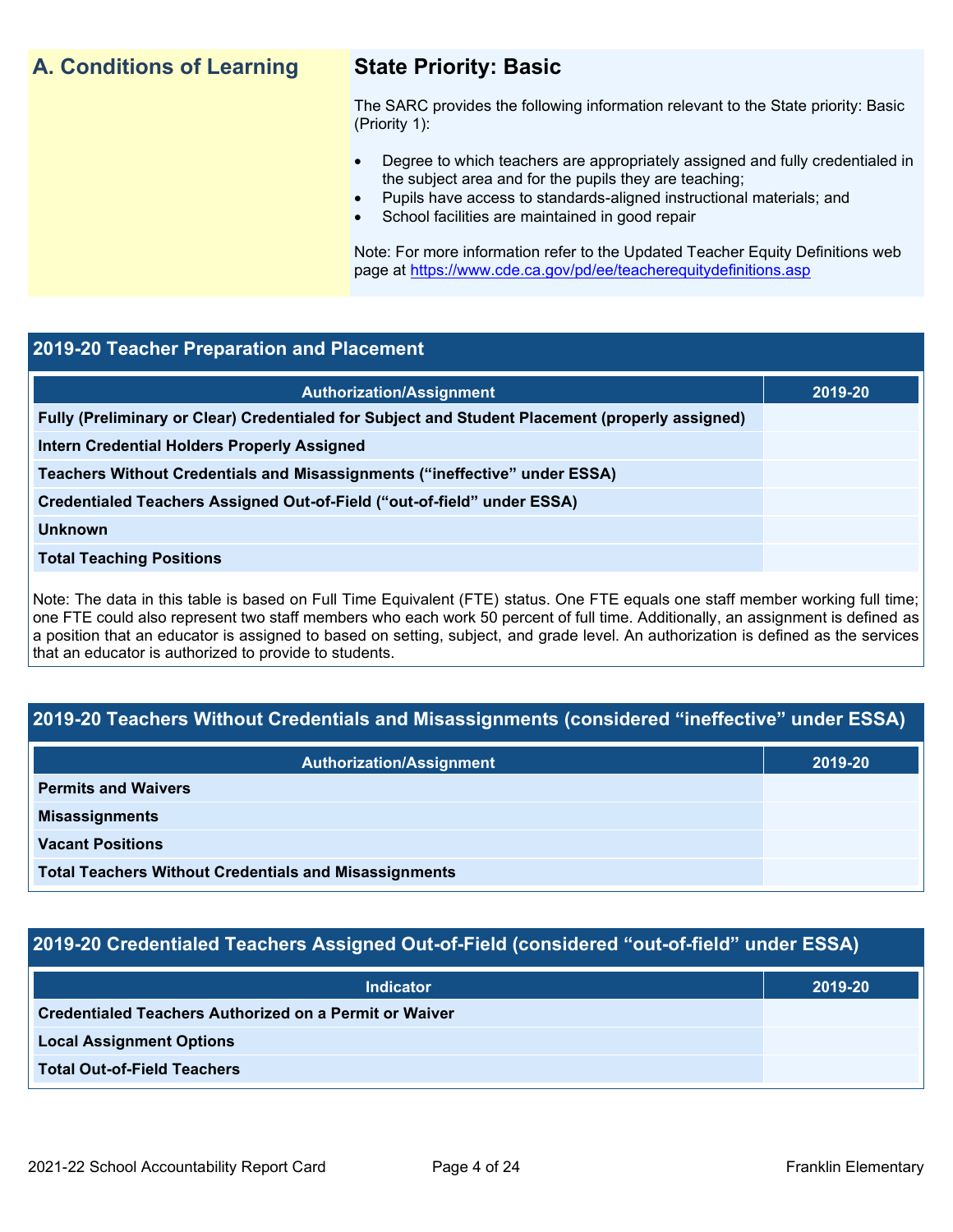## A. Conditions of Learning

### State Priority: Basic

The SARC provides the following information relevant to the State priority: Basic (Priority 1):

- Degree to which teachers are appropriately assigned and fully credentialed in the subject area and for the pupils they are teaching;
- Pupils have access to standards-aligned instructional materials; and
- School facilities are maintained in good repair

Note: For more information refer to the Updated Teacher Equity Definitions web page at https://www.cde.ca.gov/pd/ee/teacherequitydefinitions.asp

### 2019-20 Teacher Preparation and Placement

| Authorization/Assignment | 2019-20 |
| --- | --- |
| Fully (Preliminary or Clear) Credentialed for Subject and Student Placement (properly assigned) | |
| Intern Credential Holders Properly Assigned | |
| Teachers Without Credentials and Misassignments ("ineffective" under ESSA) | |
| Credentialed Teachers Assigned Out-of-Field ("out-of-field" under ESSA) | |
| Unknown | |
| Total Teaching Positions | |

Note: The data in this table is based on Full Time Equivalent (FTE) status. One FTE equals one staff member working full time; one FTE could also represent two staff members who each work 50 percent of full time. Additionally, an assignment is defined as a position that an educator is assigned to based on setting, subject, and grade level. An authorization is defined as the services that an educator is authorized to provide to students.

### 2019-20 Teachers Without Credentials and Misassignments (considered "ineffective" under ESSA)

| Authorization/Assignment | 2019-20 |
| --- | --- |
| Permits and Waivers | |
| Misassignments | |
| Vacant Positions | |
| Total Teachers Without Credentials and Misassignments | |

### 2019-20 Credentialed Teachers Assigned Out-of-Field (considered "out-of-field" under ESSA)

| Indicator | 2019-20 |
| --- | --- |
| Credentialed Teachers Authorized on a Permit or Waiver | |
| Local Assignment Options | |
| Total Out-of-Field Teachers | |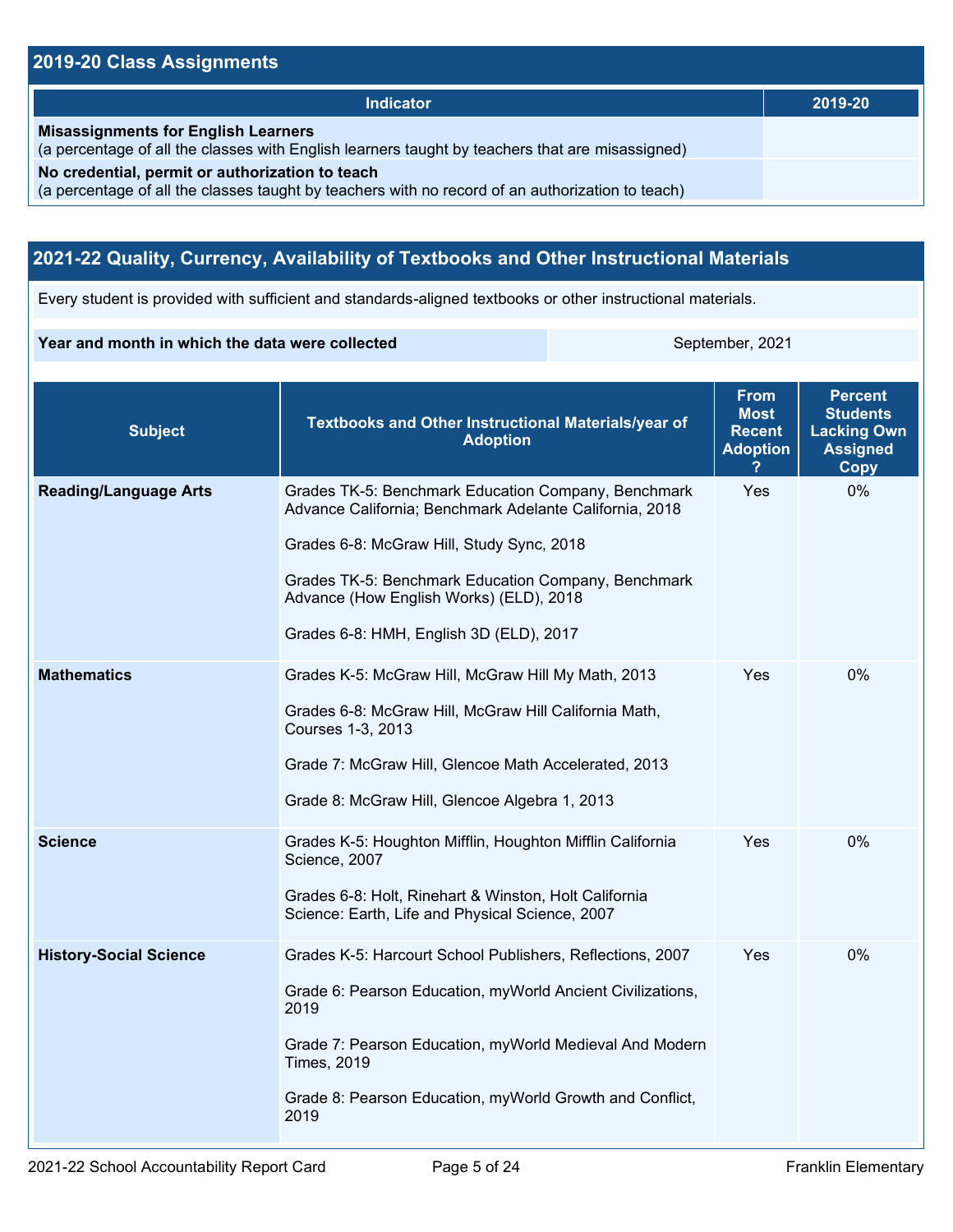## 2019-20 Class Assignments

| Indicator | 2019-20 |
| --- | --- |
| **Misassignments for English Learners** (a percentage of all the classes with English learners taught by teachers that are misassigned) | |
| **No credential, permit or authorization to teach** (a percentage of all the classes taught by teachers with no record of an authorization to teach) | |

## 2021-22 Quality, Currency, Availability of Textbooks and Other Instructional Materials

Every student is provided with sufficient and standards-aligned textbooks or other instructional materials.

| **Year and month in which the data were collected** | September, 2021 |
| --- | --- |

| Subject | Textbooks and Other Instructional Materials/year of Adoption | From Most Recent Adoption ? | Percent Students Lacking Own Assigned Copy |
| --- | --- | --- | --- |
| **Reading/Language Arts** | Grades TK-5: Benchmark Education Company, Benchmark Advance California; Benchmark Adelante California, 2018<br><br>Grades 6-8: McGraw Hill, Study Sync, 2018<br><br>Grades TK-5: Benchmark Education Company, Benchmark Advance (How English Works) (ELD), 2018<br><br>Grades 6-8: HMH, English 3D (ELD), 2017 | Yes | 0% |
| **Mathematics** | Grades K-5: McGraw Hill, McGraw Hill My Math, 2013<br><br>Grades 6-8: McGraw Hill, McGraw Hill California Math, Courses 1-3, 2013<br><br>Grade 7: McGraw Hill, Glencoe Math Accelerated, 2013<br><br>Grade 8: McGraw Hill, Glencoe Algebra 1, 2013 | Yes | 0% |
| **Science** | Grades K-5: Houghton Mifflin, Houghton Mifflin California Science, 2007<br><br>Grades 6-8: Holt, Rinehart & Winston, Holt California Science: Earth, Life and Physical Science, 2007 | Yes | 0% |
| **History-Social Science** | Grades K-5: Harcourt School Publishers, Reflections, 2007<br><br>Grade 6: Pearson Education, myWorld Ancient Civilizations, 2019<br><br>Grade 7: Pearson Education, myWorld Medieval And Modern Times, 2019<br><br>Grade 8: Pearson Education, myWorld Growth and Conflict, 2019 | Yes | 0% |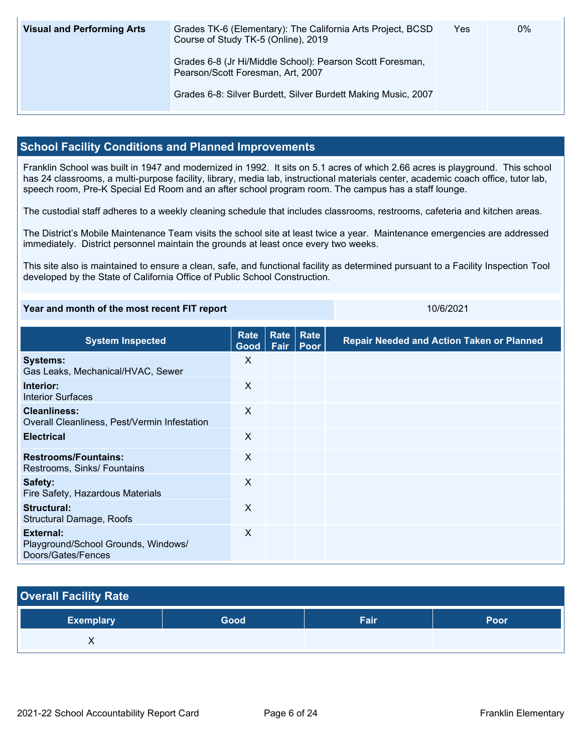| Visual and Performing Arts | Grades TK-6 (Elementary): The California Arts Project, BCSD Course of Study TK-5 (Online), 2019<br><br>Grades 6-8 (Jr Hi/Middle School): Pearson Scott Foresman, Pearson/Scott Foresman, Art, 2007<br><br>Grades 6-8: Silver Burdett, Silver Burdett Making Music, 2007 | Yes | 0% |
|---|---|---|---|

## School Facility Conditions and Planned Improvements

Franklin School was built in 1947 and modernized in 1992. It sits on 5.1 acres of which 2.66 acres is playground. This school has 24 classrooms, a multi-purpose facility, library, media lab, instructional materials center, academic coach office, tutor lab, speech room, Pre-K Special Ed Room and an after school program room. The campus has a staff lounge.

The custodial staff adheres to a weekly cleaning schedule that includes classrooms, restrooms, cafeteria and kitchen areas.

The District's Mobile Maintenance Team visits the school site at least twice a year. Maintenance emergencies are addressed immediately. District personnel maintain the grounds at least once every two weeks.

This site also is maintained to ensure a clean, safe, and functional facility as determined pursuant to a Facility Inspection Tool developed by the State of California Office of Public School Construction.

| Year and month of the most recent FIT report | 10/6/2021 |
|---|---|

| System Inspected | Rate Good | Rate Fair | Rate Poor | Repair Needed and Action Taken or Planned |
|---|---|---|---|---|
| **Systems:** Gas Leaks, Mechanical/HVAC, Sewer | X | | | |
| **Interior:** Interior Surfaces | X | | | |
| **Cleanliness:** Overall Cleanliness, Pest/Vermin Infestation | X | | | |
| **Electrical** | X | | | |
| **Restrooms/Fountains:** Restrooms, Sinks/ Fountains | X | | | |
| **Safety:** Fire Safety, Hazardous Materials | X | | | |
| **Structural:** Structural Damage, Roofs | X | | | |
| **External:** Playground/School Grounds, Windows/ Doors/Gates/Fences | X | | | |

## Overall Facility Rate

| Exemplary | Good | Fair | Poor |
|---|---|---|---|
| X | | | |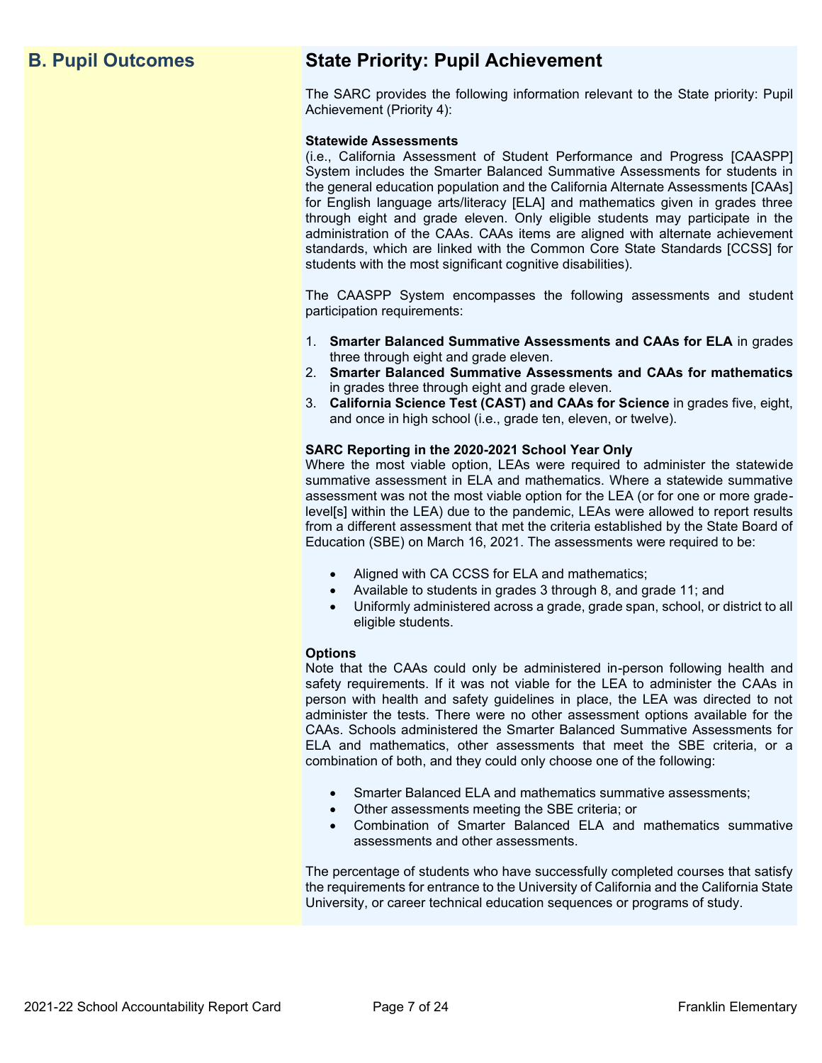## B. Pupil Outcomes

## State Priority: Pupil Achievement

The SARC provides the following information relevant to the State priority: Pupil Achievement (Priority 4):

**Statewide Assessments**
(i.e., California Assessment of Student Performance and Progress [CAASPP] System includes the Smarter Balanced Summative Assessments for students in the general education population and the California Alternate Assessments [CAAs] for English language arts/literacy [ELA] and mathematics given in grades three through eight and grade eleven. Only eligible students may participate in the administration of the CAAs. CAAs items are aligned with alternate achievement standards, which are linked with the Common Core State Standards [CCSS] for students with the most significant cognitive disabilities).

The CAASPP System encompasses the following assessments and student participation requirements:

1. **Smarter Balanced Summative Assessments and CAAs for ELA** in grades three through eight and grade eleven.
2. **Smarter Balanced Summative Assessments and CAAs for mathematics** in grades three through eight and grade eleven.
3. **California Science Test (CAST) and CAAs for Science** in grades five, eight, and once in high school (i.e., grade ten, eleven, or twelve).

**SARC Reporting in the 2020-2021 School Year Only**
Where the most viable option, LEAs were required to administer the statewide summative assessment in ELA and mathematics. Where a statewide summative assessment was not the most viable option for the LEA (or for one or more grade-level[s] within the LEA) due to the pandemic, LEAs were allowed to report results from a different assessment that met the criteria established by the State Board of Education (SBE) on March 16, 2021. The assessments were required to be:

- Aligned with CA CCSS for ELA and mathematics;
- Available to students in grades 3 through 8, and grade 11; and
- Uniformly administered across a grade, grade span, school, or district to all eligible students.

**Options**
Note that the CAAs could only be administered in-person following health and safety requirements. If it was not viable for the LEA to administer the CAAs in person with health and safety guidelines in place, the LEA was directed to not administer the tests. There were no other assessment options available for the CAAs. Schools administered the Smarter Balanced Summative Assessments for ELA and mathematics, other assessments that meet the SBE criteria, or a combination of both, and they could only choose one of the following:

- Smarter Balanced ELA and mathematics summative assessments;
- Other assessments meeting the SBE criteria; or
- Combination of Smarter Balanced ELA and mathematics summative assessments and other assessments.

The percentage of students who have successfully completed courses that satisfy the requirements for entrance to the University of California and the California State University, or career technical education sequences or programs of study.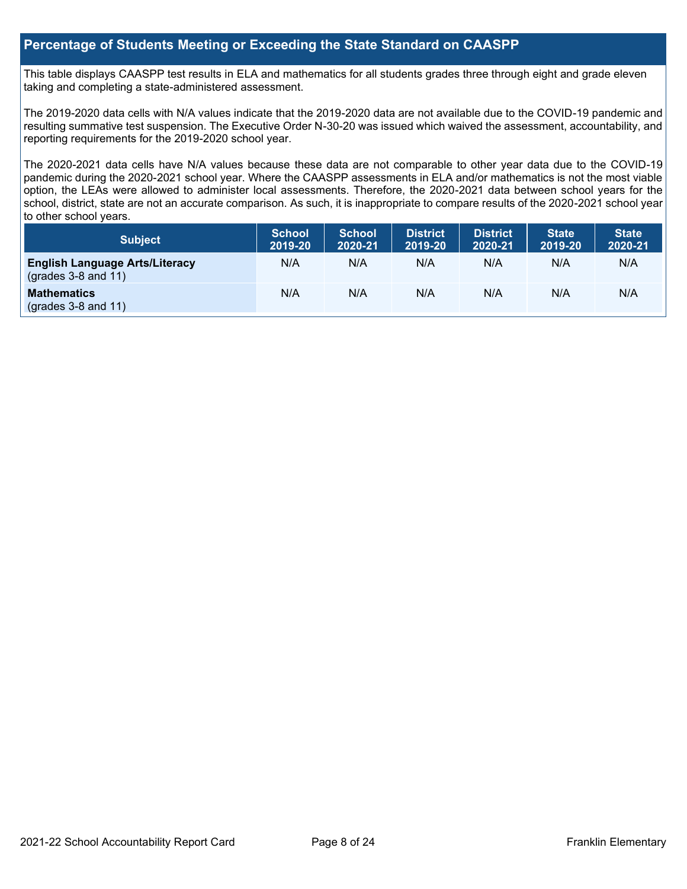## Percentage of Students Meeting or Exceeding the State Standard on CAASPP

This table displays CAASPP test results in ELA and mathematics for all students grades three through eight and grade eleven taking and completing a state-administered assessment.

The 2019-2020 data cells with N/A values indicate that the 2019-2020 data are not available due to the COVID-19 pandemic and resulting summative test suspension. The Executive Order N-30-20 was issued which waived the assessment, accountability, and reporting requirements for the 2019-2020 school year.

The 2020-2021 data cells have N/A values because these data are not comparable to other year data due to the COVID-19 pandemic during the 2020-2021 school year. Where the CAASPP assessments in ELA and/or mathematics is not the most viable option, the LEAs were allowed to administer local assessments. Therefore, the 2020-2021 data between school years for the school, district, state are not an accurate comparison. As such, it is inappropriate to compare results of the 2020-2021 school year to other school years.

| Subject | School 2019-20 | School 2020-21 | District 2019-20 | District 2020-21 | State 2019-20 | State 2020-21 |
|---|---|---|---|---|---|---|
| **English Language Arts/Literacy** (grades 3-8 and 11) | N/A | N/A | N/A | N/A | N/A | N/A |
| **Mathematics** (grades 3-8 and 11) | N/A | N/A | N/A | N/A | N/A | N/A |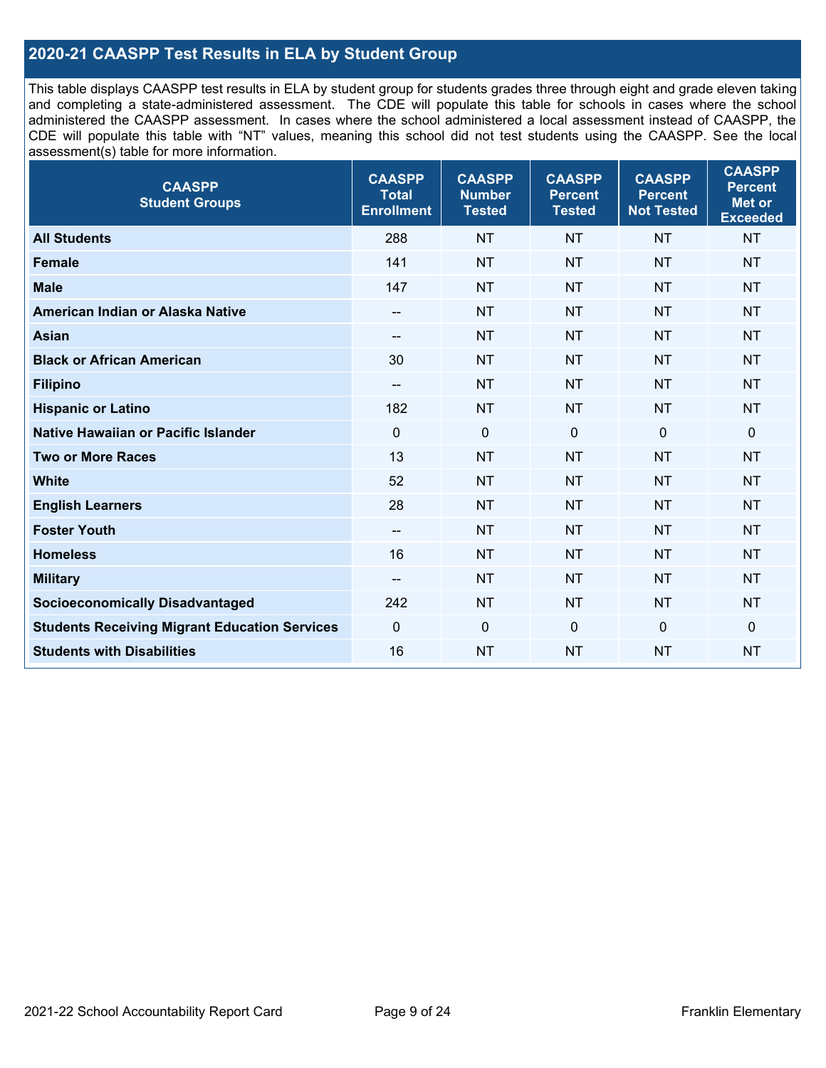## 2020-21 CAASPP Test Results in ELA by Student Group

This table displays CAASPP test results in ELA by student group for students grades three through eight and grade eleven taking and completing a state-administered assessment. The CDE will populate this table for schools in cases where the school administered the CAASPP assessment. In cases where the school administered a local assessment instead of CAASPP, the CDE will populate this table with "NT" values, meaning this school did not test students using the CAASPP. See the local assessment(s) table for more information.

| CAASPP Student Groups | CAASPP Total Enrollment | CAASPP Number Tested | CAASPP Percent Tested | CAASPP Percent Not Tested | CAASPP Percent Met or Exceeded |
|---|---|---|---|---|---|
| **All Students** | 288 | NT | NT | NT | NT |
| **Female** | 141 | NT | NT | NT | NT |
| **Male** | 147 | NT | NT | NT | NT |
| **American Indian or Alaska Native** | -- | NT | NT | NT | NT |
| **Asian** | -- | NT | NT | NT | NT |
| **Black or African American** | 30 | NT | NT | NT | NT |
| **Filipino** | -- | NT | NT | NT | NT |
| **Hispanic or Latino** | 182 | NT | NT | NT | NT |
| **Native Hawaiian or Pacific Islander** | 0 | 0 | 0 | 0 | 0 |
| **Two or More Races** | 13 | NT | NT | NT | NT |
| **White** | 52 | NT | NT | NT | NT |
| **English Learners** | 28 | NT | NT | NT | NT |
| **Foster Youth** | -- | NT | NT | NT | NT |
| **Homeless** | 16 | NT | NT | NT | NT |
| **Military** | -- | NT | NT | NT | NT |
| **Socioeconomically Disadvantaged** | 242 | NT | NT | NT | NT |
| **Students Receiving Migrant Education Services** | 0 | 0 | 0 | 0 | 0 |
| **Students with Disabilities** | 16 | NT | NT | NT | NT |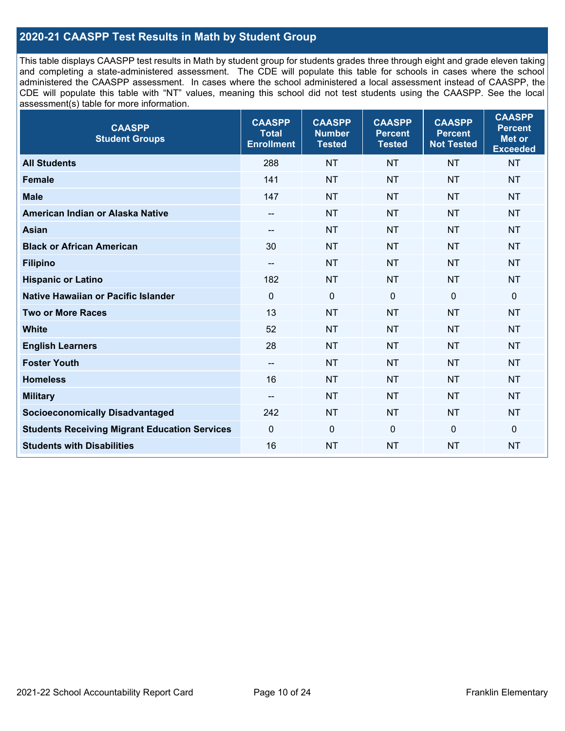## 2020-21 CAASPP Test Results in Math by Student Group

This table displays CAASPP test results in Math by student group for students grades three through eight and grade eleven taking and completing a state-administered assessment. The CDE will populate this table for schools in cases where the school administered the CAASPP assessment. In cases where the school administered a local assessment instead of CAASPP, the CDE will populate this table with "NT" values, meaning this school did not test students using the CAASPP. See the local assessment(s) table for more information.

| CAASPP Student Groups | CAASPP Total Enrollment | CAASPP Number Tested | CAASPP Percent Tested | CAASPP Percent Not Tested | CAASPP Percent Met or Exceeded |
|---|---|---|---|---|---|
| **All Students** | 288 | NT | NT | NT | NT |
| **Female** | 141 | NT | NT | NT | NT |
| **Male** | 147 | NT | NT | NT | NT |
| **American Indian or Alaska Native** | -- | NT | NT | NT | NT |
| **Asian** | -- | NT | NT | NT | NT |
| **Black or African American** | 30 | NT | NT | NT | NT |
| **Filipino** | -- | NT | NT | NT | NT |
| **Hispanic or Latino** | 182 | NT | NT | NT | NT |
| **Native Hawaiian or Pacific Islander** | 0 | 0 | 0 | 0 | 0 |
| **Two or More Races** | 13 | NT | NT | NT | NT |
| **White** | 52 | NT | NT | NT | NT |
| **English Learners** | 28 | NT | NT | NT | NT |
| **Foster Youth** | -- | NT | NT | NT | NT |
| **Homeless** | 16 | NT | NT | NT | NT |
| **Military** | -- | NT | NT | NT | NT |
| **Socioeconomically Disadvantaged** | 242 | NT | NT | NT | NT |
| **Students Receiving Migrant Education Services** | 0 | 0 | 0 | 0 | 0 |
| **Students with Disabilities** | 16 | NT | NT | NT | NT |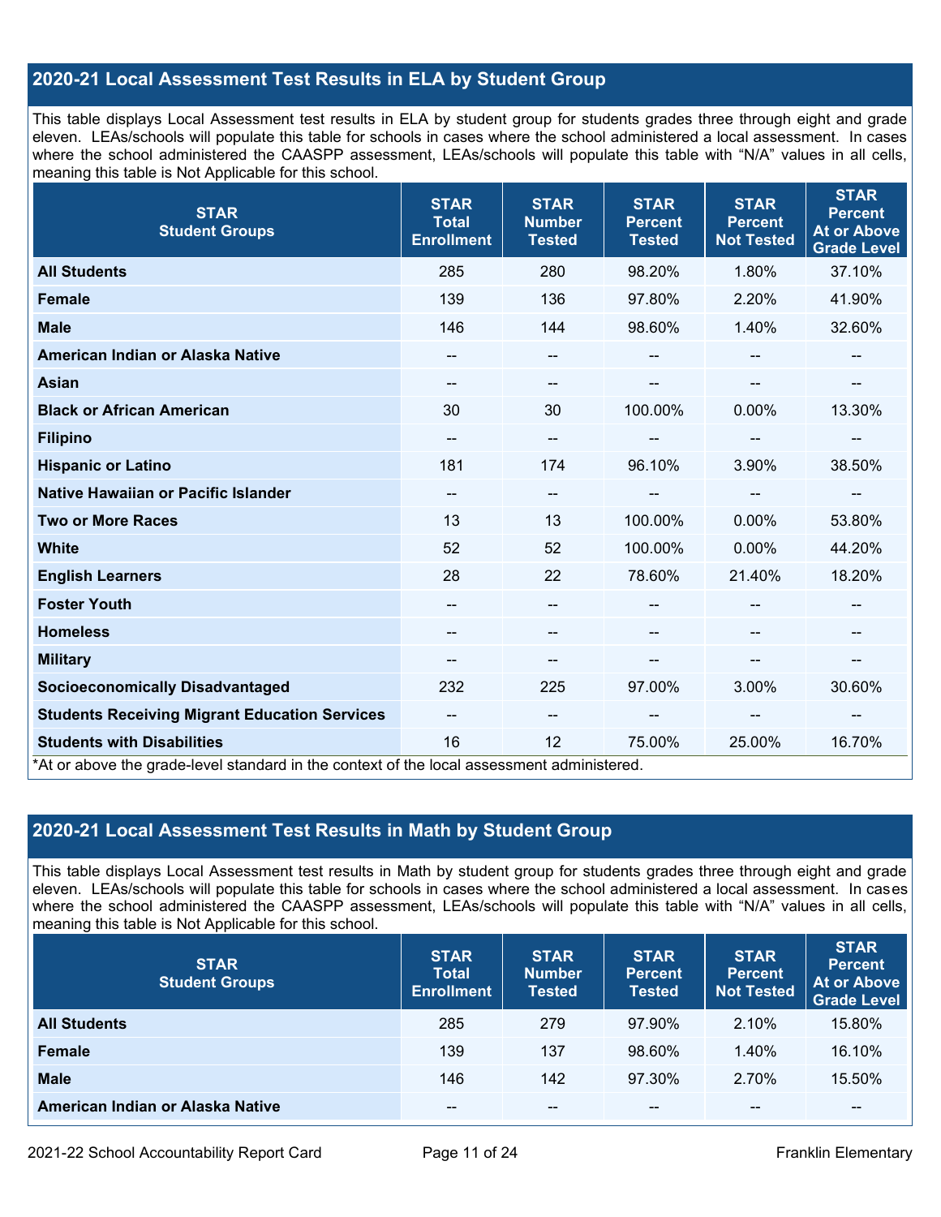## 2020-21 Local Assessment Test Results in ELA by Student Group

This table displays Local Assessment test results in ELA by student group for students grades three through eight and grade eleven. LEAs/schools will populate this table for schools in cases where the school administered a local assessment. In cases where the school administered the CAASPP assessment, LEAs/schools will populate this table with "N/A" values in all cells, meaning this table is Not Applicable for this school.

| STAR Student Groups | STAR Total Enrollment | STAR Number Tested | STAR Percent Tested | STAR Percent Not Tested | STAR Percent At or Above Grade Level |
|---|---|---|---|---|---|
| **All Students** | 285 | 280 | 98.20% | 1.80% | 37.10% |
| **Female** | 139 | 136 | 97.80% | 2.20% | 41.90% |
| **Male** | 146 | 144 | 98.60% | 1.40% | 32.60% |
| **American Indian or Alaska Native** | -- | -- | -- | -- | -- |
| **Asian** | -- | -- | -- | -- | -- |
| **Black or African American** | 30 | 30 | 100.00% | 0.00% | 13.30% |
| **Filipino** | -- | -- | -- | -- | -- |
| **Hispanic or Latino** | 181 | 174 | 96.10% | 3.90% | 38.50% |
| **Native Hawaiian or Pacific Islander** | -- | -- | -- | -- | -- |
| **Two or More Races** | 13 | 13 | 100.00% | 0.00% | 53.80% |
| **White** | 52 | 52 | 100.00% | 0.00% | 44.20% |
| **English Learners** | 28 | 22 | 78.60% | 21.40% | 18.20% |
| **Foster Youth** | -- | -- | -- | -- | -- |
| **Homeless** | -- | -- | -- | -- | -- |
| **Military** | -- | -- | -- | -- | -- |
| **Socioeconomically Disadvantaged** | 232 | 225 | 97.00% | 3.00% | 30.60% |
| **Students Receiving Migrant Education Services** | -- | -- | -- | -- | -- |
| **Students with Disabilities** | 16 | 12 | 75.00% | 25.00% | 16.70% |

*At or above the grade-level standard in the context of the local assessment administered.

## 2020-21 Local Assessment Test Results in Math by Student Group

This table displays Local Assessment test results in Math by student group for students grades three through eight and grade eleven. LEAs/schools will populate this table for schools in cases where the school administered a local assessment. In cases where the school administered the CAASPP assessment, LEAs/schools will populate this table with "N/A" values in all cells, meaning this table is Not Applicable for this school.

| STAR Student Groups | STAR Total Enrollment | STAR Number Tested | STAR Percent Tested | STAR Percent Not Tested | STAR Percent At or Above Grade Level |
|---|---|---|---|---|---|
| **All Students** | 285 | 279 | 97.90% | 2.10% | 15.80% |
| **Female** | 139 | 137 | 98.60% | 1.40% | 16.10% |
| **Male** | 146 | 142 | 97.30% | 2.70% | 15.50% |
| **American Indian or Alaska Native** | -- | -- | -- | -- | -- |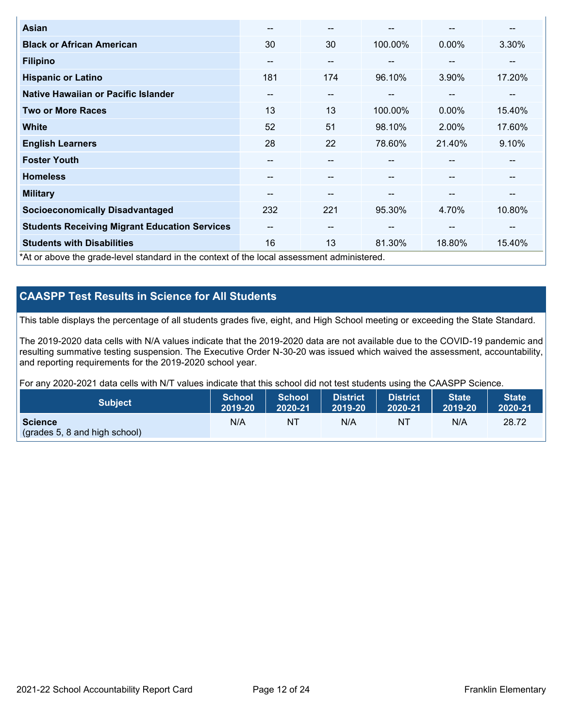| | | | | | |
|---|---|---|---|---|---|
| **Asian** | -- | -- | -- | -- | -- |
| **Black or African American** | 30 | 30 | 100.00% | 0.00% | 3.30% |
| **Filipino** | -- | -- | -- | -- | -- |
| **Hispanic or Latino** | 181 | 174 | 96.10% | 3.90% | 17.20% |
| **Native Hawaiian or Pacific Islander** | -- | -- | -- | -- | -- |
| **Two or More Races** | 13 | 13 | 100.00% | 0.00% | 15.40% |
| **White** | 52 | 51 | 98.10% | 2.00% | 17.60% |
| **English Learners** | 28 | 22 | 78.60% | 21.40% | 9.10% |
| **Foster Youth** | -- | -- | -- | -- | -- |
| **Homeless** | -- | -- | -- | -- | -- |
| **Military** | -- | -- | -- | -- | -- |
| **Socioeconomically Disadvantaged** | 232 | 221 | 95.30% | 4.70% | 10.80% |
| **Students Receiving Migrant Education Services** | -- | -- | -- | -- | -- |
| **Students with Disabilities** | 16 | 13 | 81.30% | 18.80% | 15.40% |

*At or above the grade-level standard in the context of the local assessment administered.

## CAASPP Test Results in Science for All Students

This table displays the percentage of all students grades five, eight, and High School meeting or exceeding the State Standard.

The 2019-2020 data cells with N/A values indicate that the 2019-2020 data are not available due to the COVID-19 pandemic and resulting summative testing suspension. The Executive Order N-30-20 was issued which waived the assessment, accountability, and reporting requirements for the 2019-2020 school year.

For any 2020-2021 data cells with N/T values indicate that this school did not test students using the CAASPP Science.

| Subject | School 2019-20 | School 2020-21 | District 2019-20 | District 2020-21 | State 2019-20 | State 2020-21 |
|---|---|---|---|---|---|---|
| **Science** (grades 5, 8 and high school) | N/A | NT | N/A | NT | N/A | 28.72 |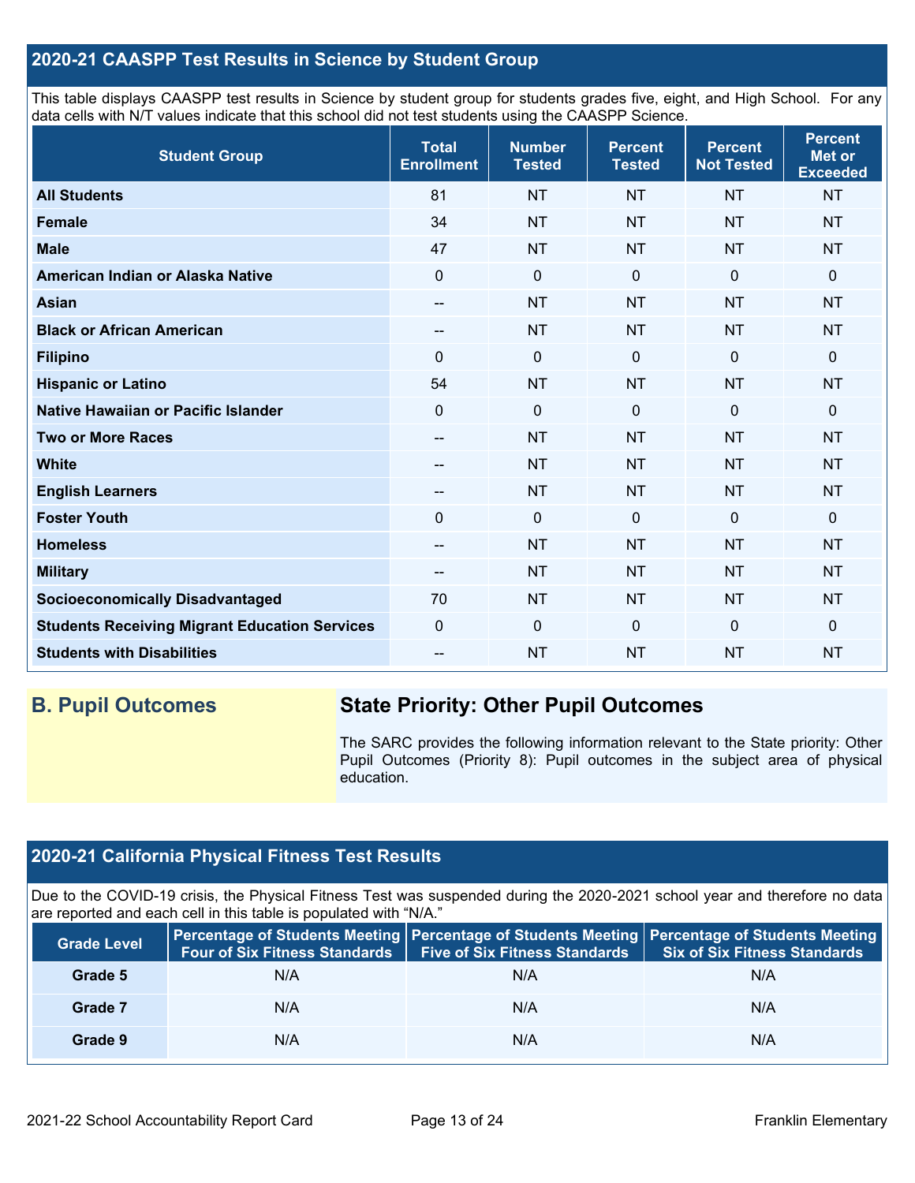## 2020-21 CAASPP Test Results in Science by Student Group

This table displays CAASPP test results in Science by student group for students grades five, eight, and High School. For any data cells with N/T values indicate that this school did not test students using the CAASPP Science.

| Student Group | Total Enrollment | Number Tested | Percent Tested | Percent Not Tested | Percent Met or Exceeded |
|---|---|---|---|---|---|
| **All Students** | 81 | NT | NT | NT | NT |
| **Female** | 34 | NT | NT | NT | NT |
| **Male** | 47 | NT | NT | NT | NT |
| **American Indian or Alaska Native** | 0 | 0 | 0 | 0 | 0 |
| **Asian** | -- | NT | NT | NT | NT |
| **Black or African American** | -- | NT | NT | NT | NT |
| **Filipino** | 0 | 0 | 0 | 0 | 0 |
| **Hispanic or Latino** | 54 | NT | NT | NT | NT |
| **Native Hawaiian or Pacific Islander** | 0 | 0 | 0 | 0 | 0 |
| **Two or More Races** | -- | NT | NT | NT | NT |
| **White** | -- | NT | NT | NT | NT |
| **English Learners** | -- | NT | NT | NT | NT |
| **Foster Youth** | 0 | 0 | 0 | 0 | 0 |
| **Homeless** | -- | NT | NT | NT | NT |
| **Military** | -- | NT | NT | NT | NT |
| **Socioeconomically Disadvantaged** | 70 | NT | NT | NT | NT |
| **Students Receiving Migrant Education Services** | 0 | 0 | 0 | 0 | 0 |
| **Students with Disabilities** | -- | NT | NT | NT | NT |

## B. Pupil Outcomes

### State Priority: Other Pupil Outcomes

The SARC provides the following information relevant to the State priority: Other Pupil Outcomes (Priority 8): Pupil outcomes in the subject area of physical education.

## 2020-21 California Physical Fitness Test Results

Due to the COVID-19 crisis, the Physical Fitness Test was suspended during the 2020-2021 school year and therefore no data are reported and each cell in this table is populated with "N/A."

| Grade Level | Percentage of Students Meeting Four of Six Fitness Standards | Percentage of Students Meeting Five of Six Fitness Standards | Percentage of Students Meeting Six of Six Fitness Standards |
|---|---|---|---|
| **Grade 5** | N/A | N/A | N/A |
| **Grade 7** | N/A | N/A | N/A |
| **Grade 9** | N/A | N/A | N/A |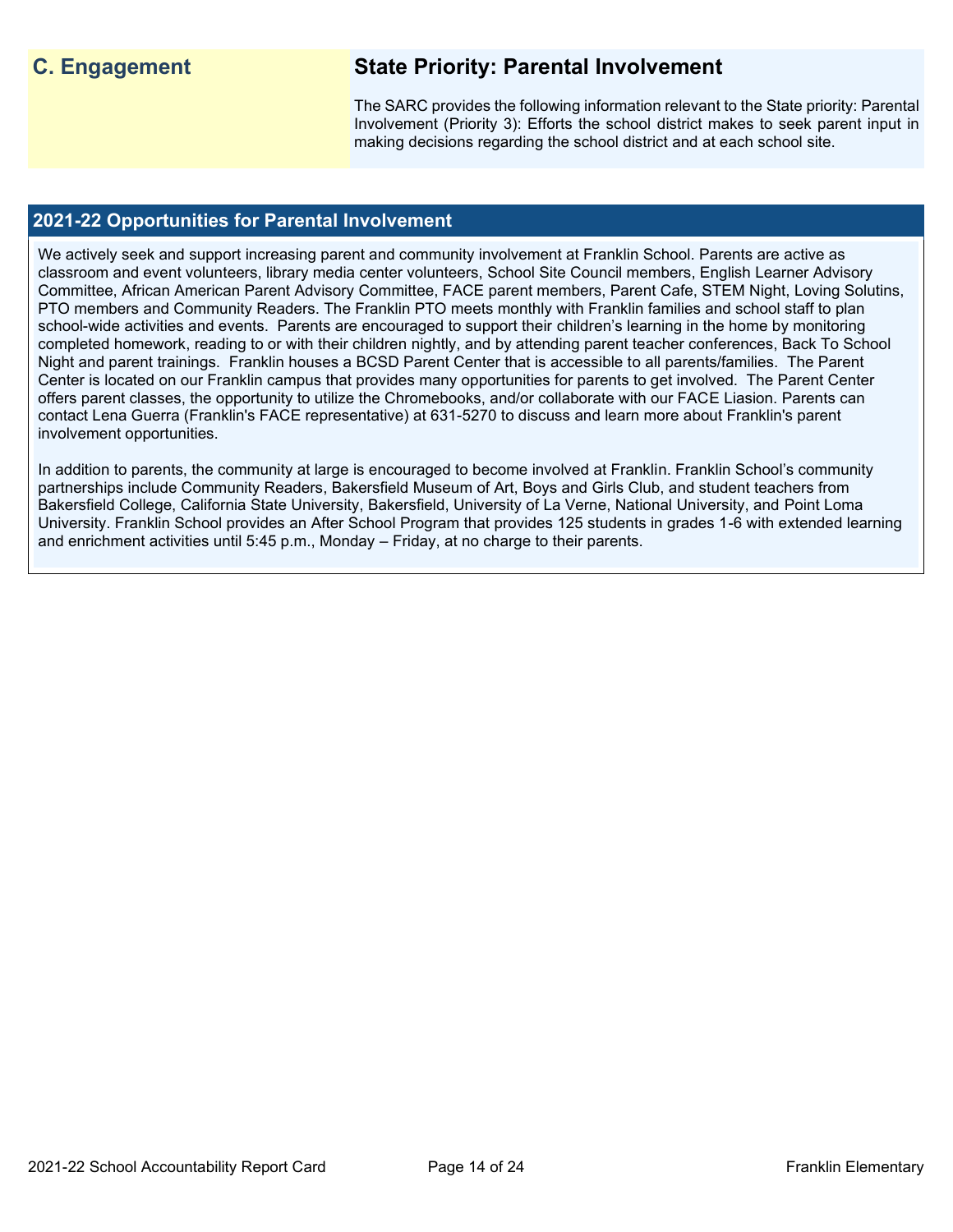## C. Engagement

## State Priority: Parental Involvement

The SARC provides the following information relevant to the State priority: Parental Involvement (Priority 3): Efforts the school district makes to seek parent input in making decisions regarding the school district and at each school site.

### 2021-22 Opportunities for Parental Involvement

We actively seek and support increasing parent and community involvement at Franklin School. Parents are active as classroom and event volunteers, library media center volunteers, School Site Council members, English Learner Advisory Committee, African American Parent Advisory Committee, FACE parent members, Parent Cafe, STEM Night, Loving Solutins, PTO members and Community Readers. The Franklin PTO meets monthly with Franklin families and school staff to plan school-wide activities and events. Parents are encouraged to support their children's learning in the home by monitoring completed homework, reading to or with their children nightly, and by attending parent teacher conferences, Back To School Night and parent trainings. Franklin houses a BCSD Parent Center that is accessible to all parents/families. The Parent Center is located on our Franklin campus that provides many opportunities for parents to get involved. The Parent Center offers parent classes, the opportunity to utilize the Chromebooks, and/or collaborate with our FACE Liasion. Parents can contact Lena Guerra (Franklin's FACE representative) at 631-5270 to discuss and learn more about Franklin's parent involvement opportunities.

In addition to parents, the community at large is encouraged to become involved at Franklin. Franklin School's community partnerships include Community Readers, Bakersfield Museum of Art, Boys and Girls Club, and student teachers from Bakersfield College, California State University, Bakersfield, University of La Verne, National University, and Point Loma University. Franklin School provides an After School Program that provides 125 students in grades 1-6 with extended learning and enrichment activities until 5:45 p.m., Monday – Friday, at no charge to their parents.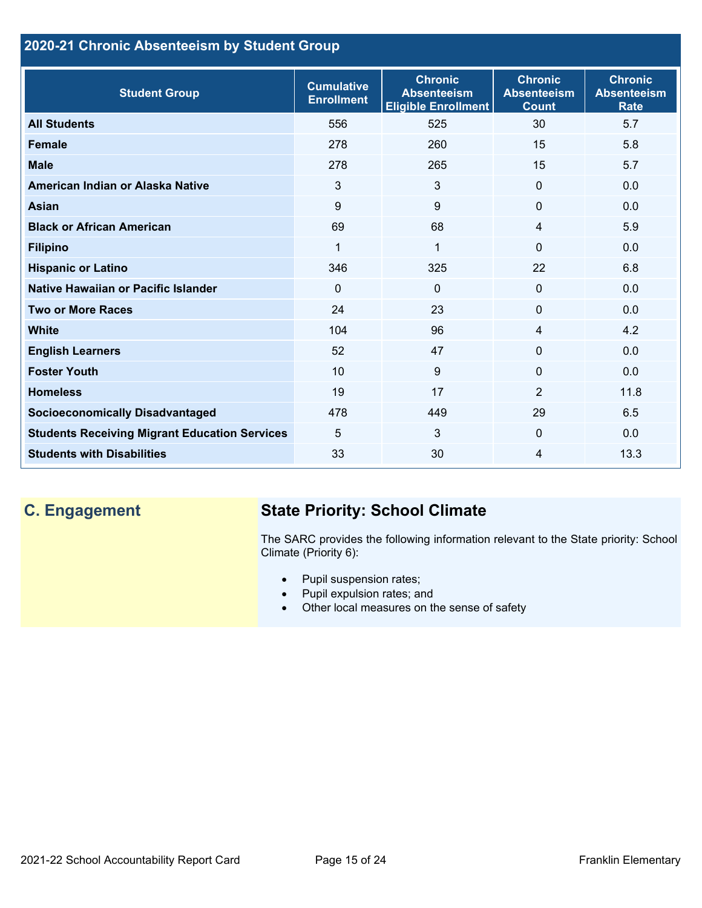## 2020-21 Chronic Absenteeism by Student Group

| Student Group | Cumulative Enrollment | Chronic Absenteeism Eligible Enrollment | Chronic Absenteeism Count | Chronic Absenteeism Rate |
|---|---|---|---|---|
| **All Students** | 556 | 525 | 30 | 5.7 |
| **Female** | 278 | 260 | 15 | 5.8 |
| **Male** | 278 | 265 | 15 | 5.7 |
| **American Indian or Alaska Native** | 3 | 3 | 0 | 0.0 |
| **Asian** | 9 | 9 | 0 | 0.0 |
| **Black or African American** | 69 | 68 | 4 | 5.9 |
| **Filipino** | 1 | 1 | 0 | 0.0 |
| **Hispanic or Latino** | 346 | 325 | 22 | 6.8 |
| **Native Hawaiian or Pacific Islander** | 0 | 0 | 0 | 0.0 |
| **Two or More Races** | 24 | 23 | 0 | 0.0 |
| **White** | 104 | 96 | 4 | 4.2 |
| **English Learners** | 52 | 47 | 0 | 0.0 |
| **Foster Youth** | 10 | 9 | 0 | 0.0 |
| **Homeless** | 19 | 17 | 2 | 11.8 |
| **Socioeconomically Disadvantaged** | 478 | 449 | 29 | 6.5 |
| **Students Receiving Migrant Education Services** | 5 | 3 | 0 | 0.0 |
| **Students with Disabilities** | 33 | 30 | 4 | 13.3 |

## C. Engagement

### State Priority: School Climate

The SARC provides the following information relevant to the State priority: School Climate (Priority 6):

- Pupil suspension rates;
- Pupil expulsion rates; and
- Other local measures on the sense of safety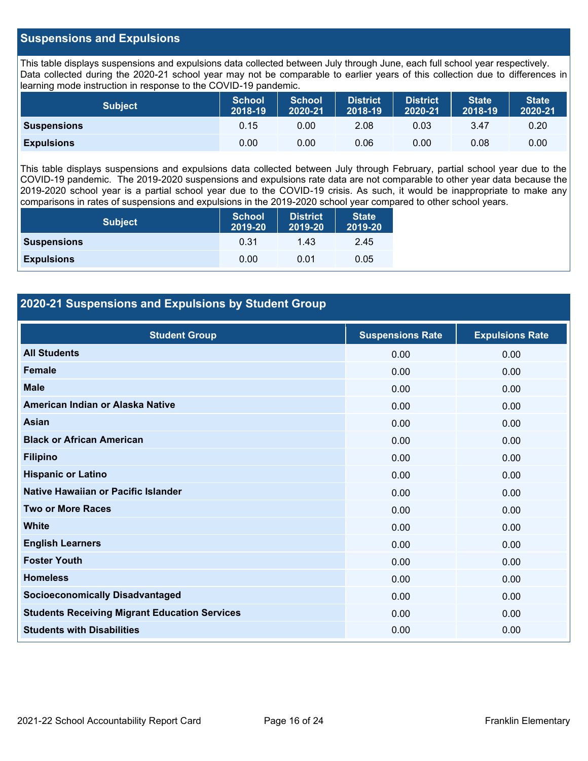## Suspensions and Expulsions

This table displays suspensions and expulsions data collected between July through June, each full school year respectively. Data collected during the 2020-21 school year may not be comparable to earlier years of this collection due to differences in learning mode instruction in response to the COVID-19 pandemic.

| Subject | School 2018-19 | School 2020-21 | District 2018-19 | District 2020-21 | State 2018-19 | State 2020-21 |
|---|---|---|---|---|---|---|
| Suspensions | 0.15 | 0.00 | 2.08 | 0.03 | 3.47 | 0.20 |
| Expulsions | 0.00 | 0.00 | 0.06 | 0.00 | 0.08 | 0.00 |

This table displays suspensions and expulsions data collected between July through February, partial school year due to the COVID-19 pandemic. The 2019-2020 suspensions and expulsions rate data are not comparable to other year data because the 2019-2020 school year is a partial school year due to the COVID-19 crisis. As such, it would be inappropriate to make any comparisons in rates of suspensions and expulsions in the 2019-2020 school year compared to other school years.

| Subject | School 2019-20 | District 2019-20 | State 2019-20 |
|---|---|---|---|
| Suspensions | 0.31 | 1.43 | 2.45 |
| Expulsions | 0.00 | 0.01 | 0.05 |

## 2020-21 Suspensions and Expulsions by Student Group

| Student Group | Suspensions Rate | Expulsions Rate |
|---|---|---|
| All Students | 0.00 | 0.00 |
| Female | 0.00 | 0.00 |
| Male | 0.00 | 0.00 |
| American Indian or Alaska Native | 0.00 | 0.00 |
| Asian | 0.00 | 0.00 |
| Black or African American | 0.00 | 0.00 |
| Filipino | 0.00 | 0.00 |
| Hispanic or Latino | 0.00 | 0.00 |
| Native Hawaiian or Pacific Islander | 0.00 | 0.00 |
| Two or More Races | 0.00 | 0.00 |
| White | 0.00 | 0.00 |
| English Learners | 0.00 | 0.00 |
| Foster Youth | 0.00 | 0.00 |
| Homeless | 0.00 | 0.00 |
| Socioeconomically Disadvantaged | 0.00 | 0.00 |
| Students Receiving Migrant Education Services | 0.00 | 0.00 |
| Students with Disabilities | 0.00 | 0.00 |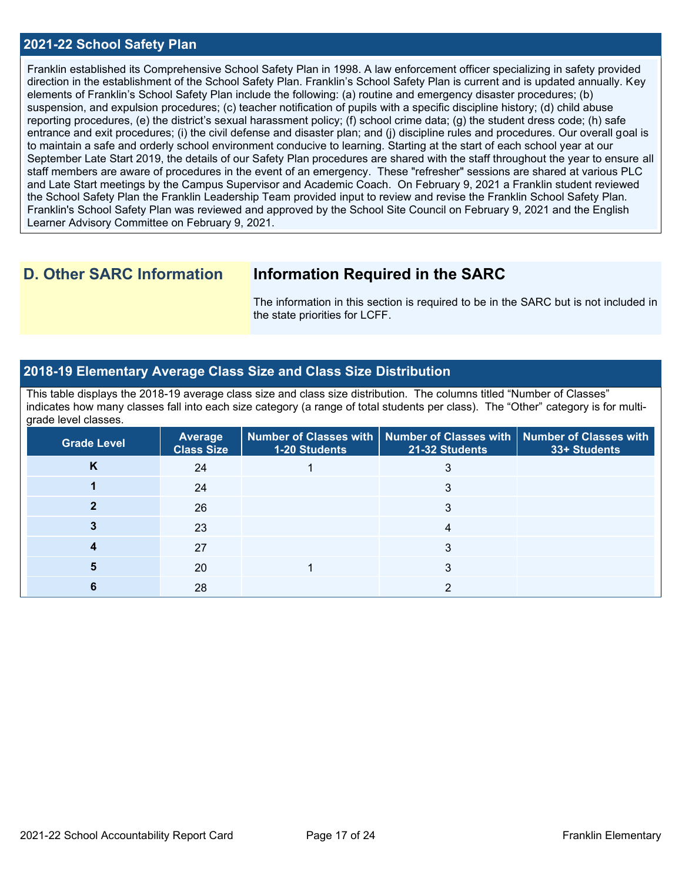## 2021-22 School Safety Plan

Franklin established its Comprehensive School Safety Plan in 1998. A law enforcement officer specializing in safety provided direction in the establishment of the School Safety Plan. Franklin's School Safety Plan is current and is updated annually. Key elements of Franklin's School Safety Plan include the following: (a) routine and emergency disaster procedures; (b) suspension, and expulsion procedures; (c) teacher notification of pupils with a specific discipline history; (d) child abuse reporting procedures, (e) the district's sexual harassment policy; (f) school crime data; (g) the student dress code; (h) safe entrance and exit procedures; (i) the civil defense and disaster plan; and (j) discipline rules and procedures. Our overall goal is to maintain a safe and orderly school environment conducive to learning. Starting at the start of each school year at our September Late Start 2019, the details of our Safety Plan procedures are shared with the staff throughout the year to ensure all staff members are aware of procedures in the event of an emergency. These "refresher" sessions are shared at various PLC and Late Start meetings by the Campus Supervisor and Academic Coach. On February 9, 2021 a Franklin student reviewed the School Safety Plan the Franklin Leadership Team provided input to review and revise the Franklin School Safety Plan. Franklin's School Safety Plan was reviewed and approved by the School Site Council on February 9, 2021 and the English Learner Advisory Committee on February 9, 2021.

## D. Other SARC Information

### Information Required in the SARC

The information in this section is required to be in the SARC but is not included in the state priorities for LCFF.

## 2018-19 Elementary Average Class Size and Class Size Distribution

This table displays the 2018-19 average class size and class size distribution. The columns titled "Number of Classes" indicates how many classes fall into each size category (a range of total students per class). The "Other" category is for multi-grade level classes.

| Grade Level | Average Class Size | Number of Classes with 1-20 Students | Number of Classes with 21-32 Students | Number of Classes with 33+ Students |
|---|---|---|---|---|
| K | 24 | 1 | 3 | |
| 1 | 24 | | 3 | |
| 2 | 26 | | 3 | |
| 3 | 23 | | 4 | |
| 4 | 27 | | 3 | |
| 5 | 20 | 1 | 3 | |
| 6 | 28 | | 2 | |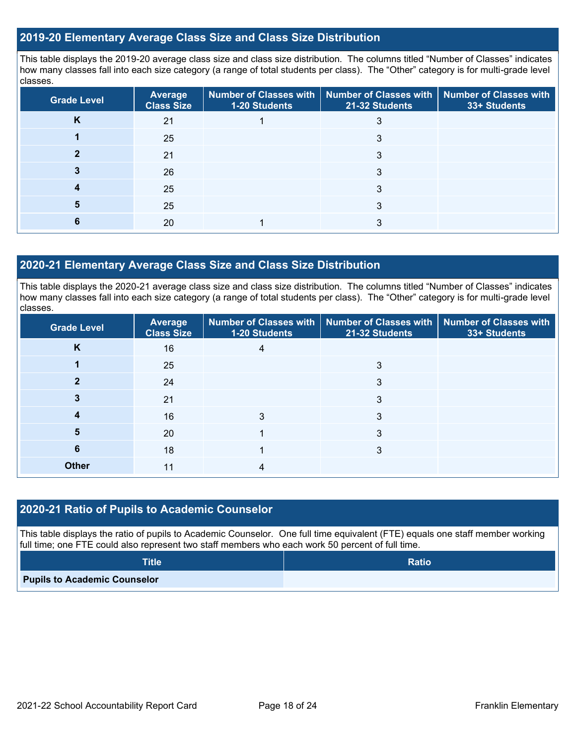## 2019-20 Elementary Average Class Size and Class Size Distribution

This table displays the 2019-20 average class size and class size distribution. The columns titled "Number of Classes" indicates how many classes fall into each size category (a range of total students per class). The "Other" category is for multi-grade level classes.

| Grade Level | Average Class Size | Number of Classes with 1-20 Students | Number of Classes with 21-32 Students | Number of Classes with 33+ Students |
|---|---|---|---|---|
| K | 21 | 1 | 3 | |
| 1 | 25 | | 3 | |
| 2 | 21 | | 3 | |
| 3 | 26 | | 3 | |
| 4 | 25 | | 3 | |
| 5 | 25 | | 3 | |
| 6 | 20 | 1 | 3 | |

## 2020-21 Elementary Average Class Size and Class Size Distribution

This table displays the 2020-21 average class size and class size distribution. The columns titled "Number of Classes" indicates how many classes fall into each size category (a range of total students per class). The "Other" category is for multi-grade level classes.

| Grade Level | Average Class Size | Number of Classes with 1-20 Students | Number of Classes with 21-32 Students | Number of Classes with 33+ Students |
|---|---|---|---|---|
| K | 16 | 4 | | |
| 1 | 25 | | 3 | |
| 2 | 24 | | 3 | |
| 3 | 21 | | 3 | |
| 4 | 16 | 3 | 3 | |
| 5 | 20 | 1 | 3 | |
| 6 | 18 | 1 | 3 | |
| Other | 11 | 4 | | |

## 2020-21 Ratio of Pupils to Academic Counselor

This table displays the ratio of pupils to Academic Counselor. One full time equivalent (FTE) equals one staff member working full time; one FTE could also represent two staff members who each work 50 percent of full time.

| Title | Ratio |
|---|---|
| Pupils to Academic Counselor | |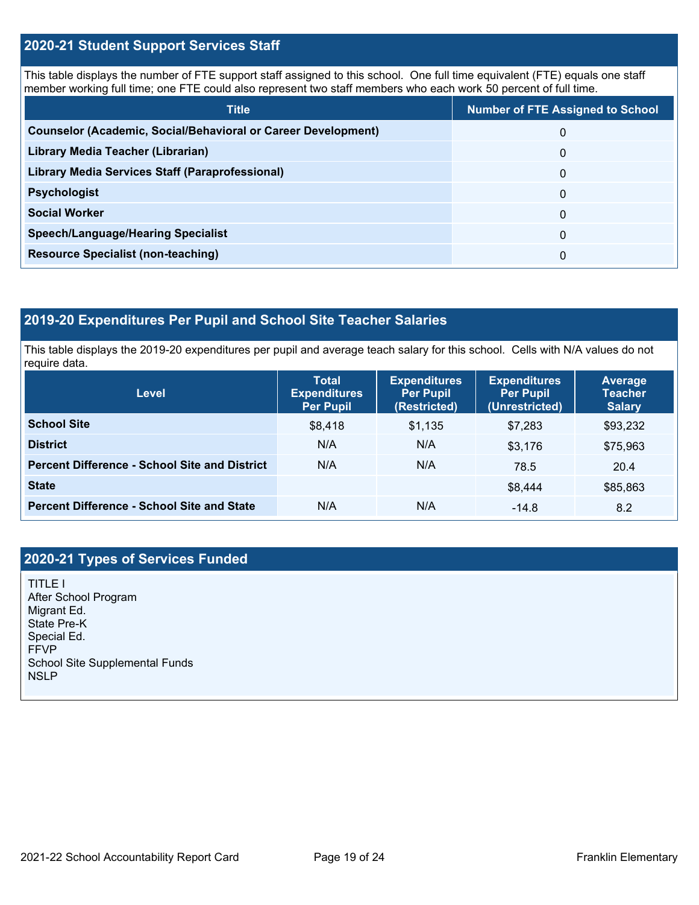## 2020-21 Student Support Services Staff

This table displays the number of FTE support staff assigned to this school. One full time equivalent (FTE) equals one staff member working full time; one FTE could also represent two staff members who each work 50 percent of full time.

| Title | Number of FTE Assigned to School |
|---|---|
| **Counselor (Academic, Social/Behavioral or Career Development)** | 0 |
| **Library Media Teacher (Librarian)** | 0 |
| **Library Media Services Staff (Paraprofessional)** | 0 |
| **Psychologist** | 0 |
| **Social Worker** | 0 |
| **Speech/Language/Hearing Specialist** | 0 |
| **Resource Specialist (non-teaching)** | 0 |

## 2019-20 Expenditures Per Pupil and School Site Teacher Salaries

This table displays the 2019-20 expenditures per pupil and average teach salary for this school. Cells with N/A values do not require data.

| Level | Total Expenditures Per Pupil | Expenditures Per Pupil (Restricted) | Expenditures Per Pupil (Unrestricted) | Average Teacher Salary |
|---|---|---|---|---|
| **School Site** | $8,418 | $1,135 | $7,283 | $93,232 |
| **District** | N/A | N/A | $3,176 | $75,963 |
| **Percent Difference - School Site and District** | N/A | N/A | 78.5 | 20.4 |
| **State** | | | $8,444 | $85,863 |
| **Percent Difference - School Site and State** | N/A | N/A | -14.8 | 8.2 |

## 2020-21 Types of Services Funded

TITLE I
After School Program
Migrant Ed.
State Pre-K
Special Ed.
FFVP
School Site Supplemental Funds
NSLP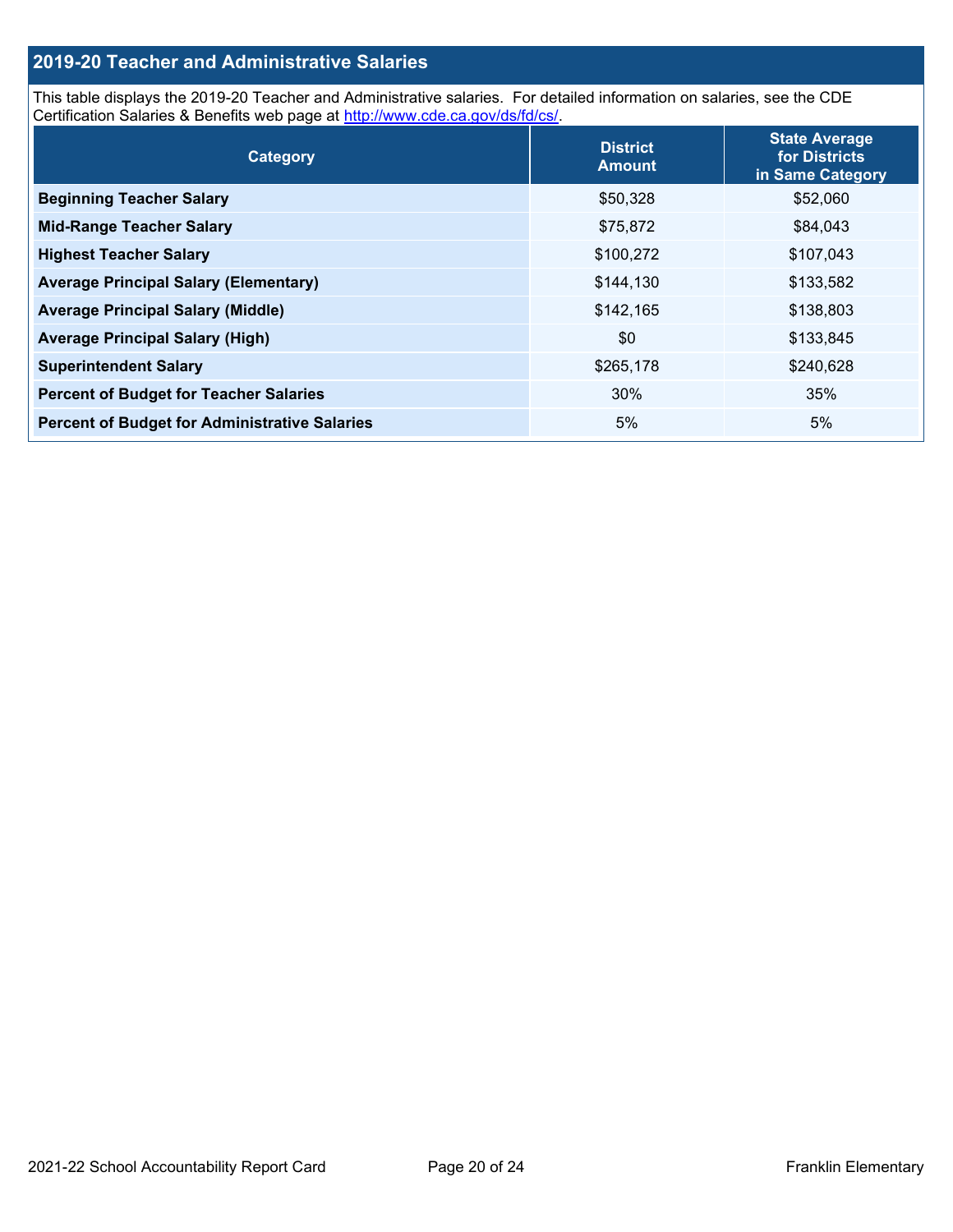## 2019-20 Teacher and Administrative Salaries

This table displays the 2019-20 Teacher and Administrative salaries. For detailed information on salaries, see the CDE Certification Salaries & Benefits web page at http://www.cde.ca.gov/ds/fd/cs/.

| Category | District Amount | State Average for Districts in Same Category |
|---|---|---|
| Beginning Teacher Salary | $50,328 | $52,060 |
| Mid-Range Teacher Salary | $75,872 | $84,043 |
| Highest Teacher Salary | $100,272 | $107,043 |
| Average Principal Salary (Elementary) | $144,130 | $133,582 |
| Average Principal Salary (Middle) | $142,165 | $138,803 |
| Average Principal Salary (High) | $0 | $133,845 |
| Superintendent Salary | $265,178 | $240,628 |
| Percent of Budget for Teacher Salaries | 30% | 35% |
| Percent of Budget for Administrative Salaries | 5% | 5% |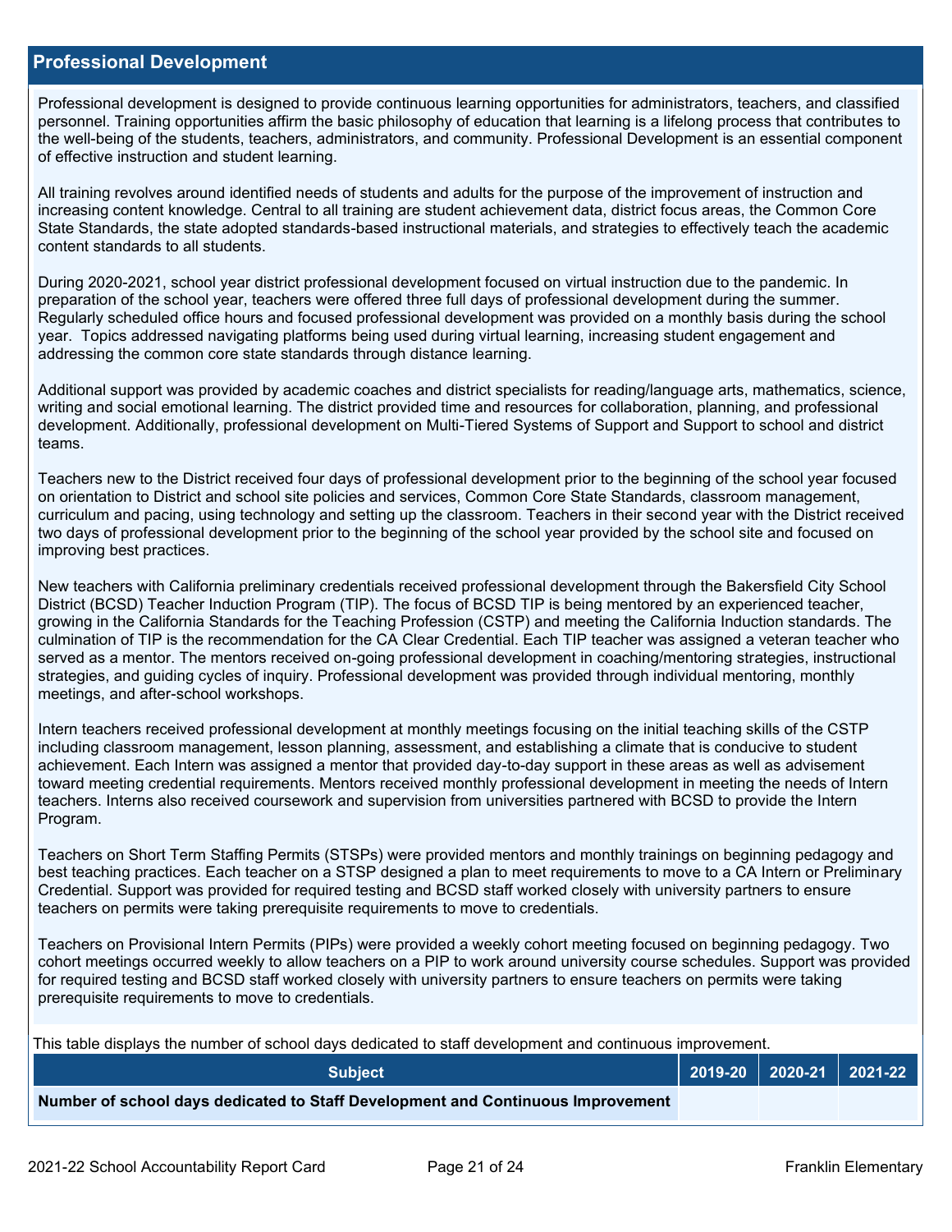## Professional Development

Professional development is designed to provide continuous learning opportunities for administrators, teachers, and classified personnel. Training opportunities affirm the basic philosophy of education that learning is a lifelong process that contributes to the well-being of the students, teachers, administrators, and community. Professional Development is an essential component of effective instruction and student learning.

All training revolves around identified needs of students and adults for the purpose of the improvement of instruction and increasing content knowledge. Central to all training are student achievement data, district focus areas, the Common Core State Standards, the state adopted standards-based instructional materials, and strategies to effectively teach the academic content standards to all students.

During 2020-2021, school year district professional development focused on virtual instruction due to the pandemic. In preparation of the school year, teachers were offered three full days of professional development during the summer. Regularly scheduled office hours and focused professional development was provided on a monthly basis during the school year. Topics addressed navigating platforms being used during virtual learning, increasing student engagement and addressing the common core state standards through distance learning.

Additional support was provided by academic coaches and district specialists for reading/language arts, mathematics, science, writing and social emotional learning. The district provided time and resources for collaboration, planning, and professional development. Additionally, professional development on Multi-Tiered Systems of Support and Support to school and district teams.

Teachers new to the District received four days of professional development prior to the beginning of the school year focused on orientation to District and school site policies and services, Common Core State Standards, classroom management, curriculum and pacing, using technology and setting up the classroom. Teachers in their second year with the District received two days of professional development prior to the beginning of the school year provided by the school site and focused on improving best practices.

New teachers with California preliminary credentials received professional development through the Bakersfield City School District (BCSD) Teacher Induction Program (TIP). The focus of BCSD TIP is being mentored by an experienced teacher, growing in the California Standards for the Teaching Profession (CSTP) and meeting the California Induction standards. The culmination of TIP is the recommendation for the CA Clear Credential. Each TIP teacher was assigned a veteran teacher who served as a mentor. The mentors received on-going professional development in coaching/mentoring strategies, instructional strategies, and guiding cycles of inquiry. Professional development was provided through individual mentoring, monthly meetings, and after-school workshops.

Intern teachers received professional development at monthly meetings focusing on the initial teaching skills of the CSTP including classroom management, lesson planning, assessment, and establishing a climate that is conducive to student achievement. Each Intern was assigned a mentor that provided day-to-day support in these areas as well as advisement toward meeting credential requirements. Mentors received monthly professional development in meeting the needs of Intern teachers. Interns also received coursework and supervision from universities partnered with BCSD to provide the Intern Program.

Teachers on Short Term Staffing Permits (STSPs) were provided mentors and monthly trainings on beginning pedagogy and best teaching practices. Each teacher on a STSP designed a plan to meet requirements to move to a CA Intern or Preliminary Credential. Support was provided for required testing and BCSD staff worked closely with university partners to ensure teachers on permits were taking prerequisite requirements to move to credentials.

Teachers on Provisional Intern Permits (PIPs) were provided a weekly cohort meeting focused on beginning pedagogy. Two cohort meetings occurred weekly to allow teachers on a PIP to work around university course schedules. Support was provided for required testing and BCSD staff worked closely with university partners to ensure teachers on permits were taking prerequisite requirements to move to credentials.

This table displays the number of school days dedicated to staff development and continuous improvement.

| Subject | 2019-20 | 2020-21 | 2021-22 |
|---|---|---|---|
| **Number of school days dedicated to Staff Development and Continuous Improvement** | | | |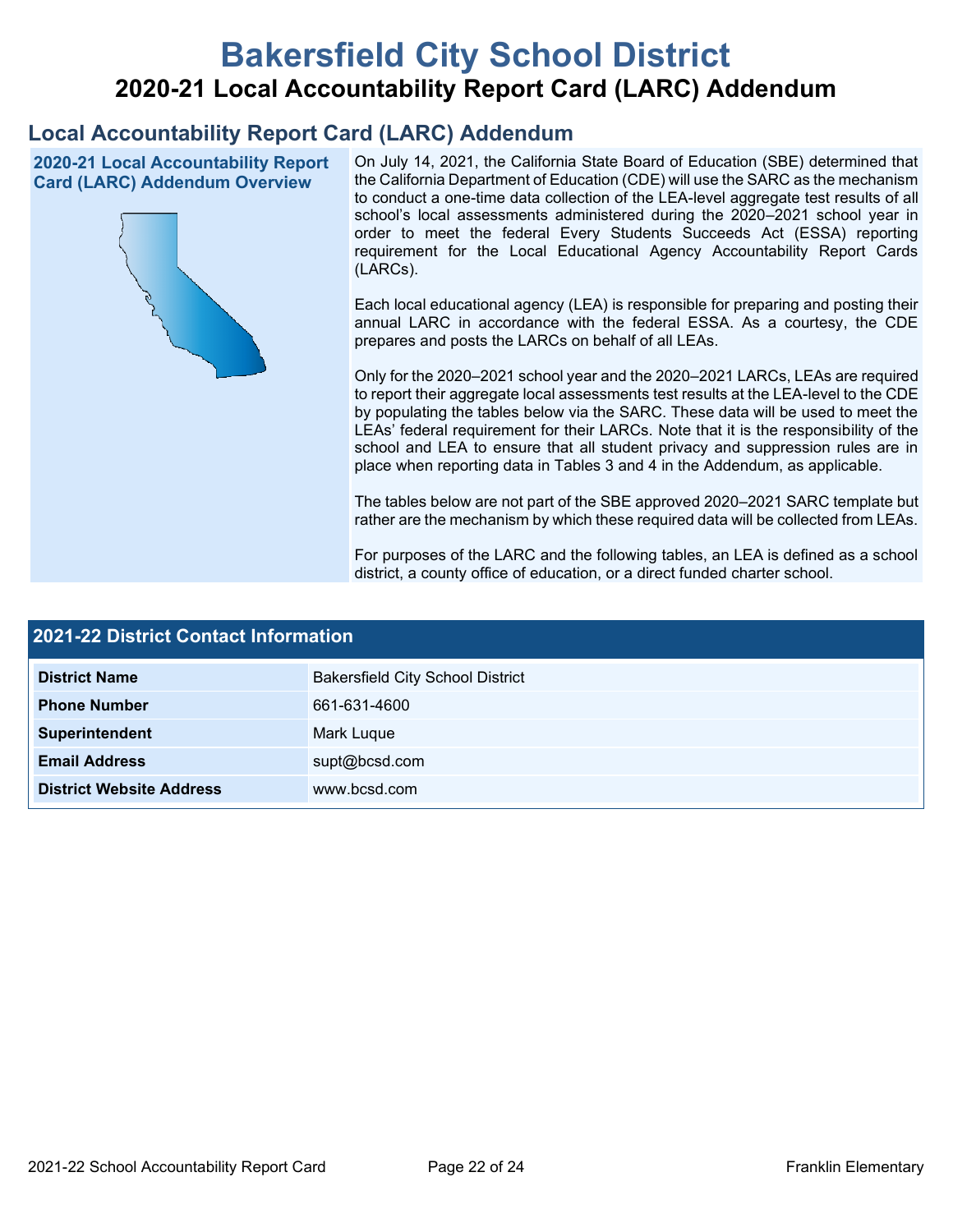# Bakersfield City School District

## 2020-21 Local Accountability Report Card (LARC) Addendum

### Local Accountability Report Card (LARC) Addendum

**2020-21 Local Accountability Report Card (LARC) Addendum Overview**

On July 14, 2021, the California State Board of Education (SBE) determined that the California Department of Education (CDE) will use the SARC as the mechanism to conduct a one-time data collection of the LEA-level aggregate test results of all school's local assessments administered during the 2020–2021 school year in order to meet the federal Every Students Succeeds Act (ESSA) reporting requirement for the Local Educational Agency Accountability Report Cards (LARCs).

Each local educational agency (LEA) is responsible for preparing and posting their annual LARC in accordance with the federal ESSA. As a courtesy, the CDE prepares and posts the LARCs on behalf of all LEAs.

Only for the 2020–2021 school year and the 2020–2021 LARCs, LEAs are required to report their aggregate local assessments test results at the LEA-level to the CDE by populating the tables below via the SARC. These data will be used to meet the LEAs' federal requirement for their LARCs. Note that it is the responsibility of the school and LEA to ensure that all student privacy and suppression rules are in place when reporting data in Tables 3 and 4 in the Addendum, as applicable.

The tables below are not part of the SBE approved 2020–2021 SARC template but rather are the mechanism by which these required data will be collected from LEAs.

For purposes of the LARC and the following tables, an LEA is defined as a school district, a county office of education, or a direct funded charter school.

### 2021-22 District Contact Information

| | |
|---|---|
| **District Name** | Bakersfield City School District |
| **Phone Number** | 661-631-4600 |
| **Superintendent** | Mark Luque |
| **Email Address** | supt@bcsd.com |
| **District Website Address** | www.bcsd.com |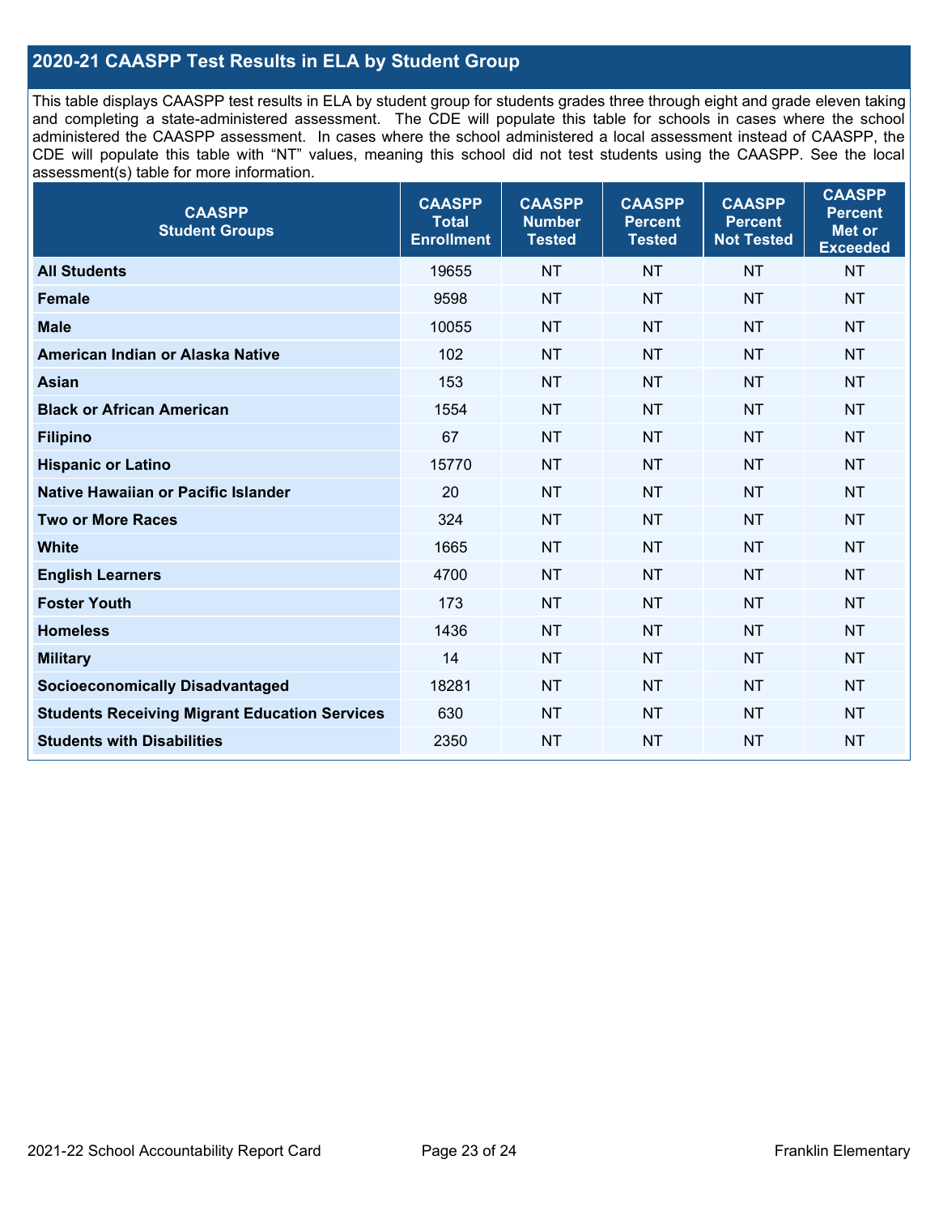## 2020-21 CAASPP Test Results in ELA by Student Group

This table displays CAASPP test results in ELA by student group for students grades three through eight and grade eleven taking and completing a state-administered assessment. The CDE will populate this table for schools in cases where the school administered the CAASPP assessment. In cases where the school administered a local assessment instead of CAASPP, the CDE will populate this table with "NT" values, meaning this school did not test students using the CAASPP. See the local assessment(s) table for more information.

| CAASPP Student Groups | CAASPP Total Enrollment | CAASPP Number Tested | CAASPP Percent Tested | CAASPP Percent Not Tested | CAASPP Percent Met or Exceeded |
|---|---|---|---|---|---|
| **All Students** | 19655 | NT | NT | NT | NT |
| **Female** | 9598 | NT | NT | NT | NT |
| **Male** | 10055 | NT | NT | NT | NT |
| **American Indian or Alaska Native** | 102 | NT | NT | NT | NT |
| **Asian** | 153 | NT | NT | NT | NT |
| **Black or African American** | 1554 | NT | NT | NT | NT |
| **Filipino** | 67 | NT | NT | NT | NT |
| **Hispanic or Latino** | 15770 | NT | NT | NT | NT |
| **Native Hawaiian or Pacific Islander** | 20 | NT | NT | NT | NT |
| **Two or More Races** | 324 | NT | NT | NT | NT |
| **White** | 1665 | NT | NT | NT | NT |
| **English Learners** | 4700 | NT | NT | NT | NT |
| **Foster Youth** | 173 | NT | NT | NT | NT |
| **Homeless** | 1436 | NT | NT | NT | NT |
| **Military** | 14 | NT | NT | NT | NT |
| **Socioeconomically Disadvantaged** | 18281 | NT | NT | NT | NT |
| **Students Receiving Migrant Education Services** | 630 | NT | NT | NT | NT |
| **Students with Disabilities** | 2350 | NT | NT | NT | NT |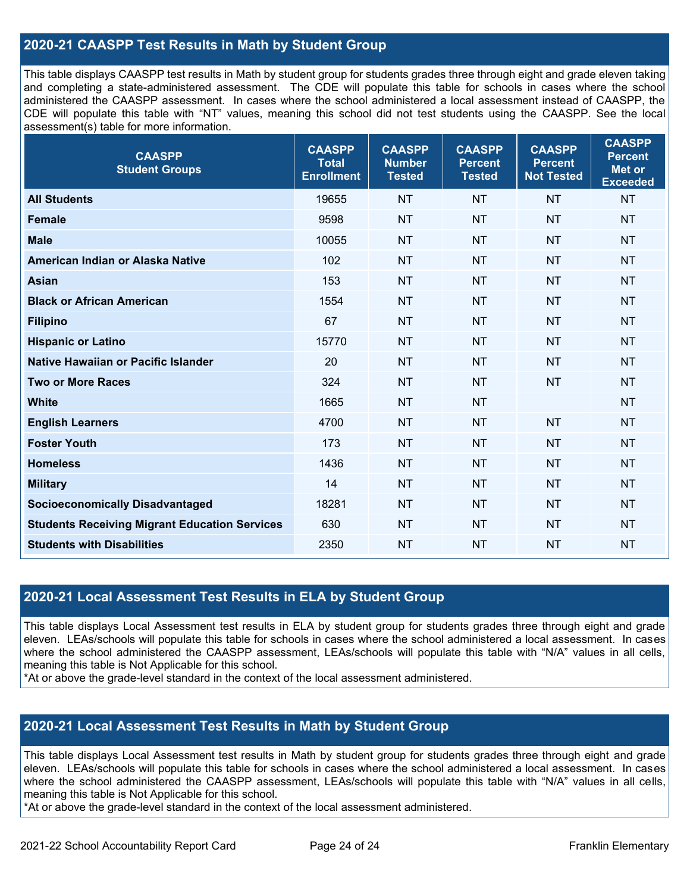## 2020-21 CAASPP Test Results in Math by Student Group

This table displays CAASPP test results in Math by student group for students grades three through eight and grade eleven taking and completing a state-administered assessment. The CDE will populate this table for schools in cases where the school administered the CAASPP assessment. In cases where the school administered a local assessment instead of CAASPP, the CDE will populate this table with "NT" values, meaning this school did not test students using the CAASPP. See the local assessment(s) table for more information.

| CAASPP Student Groups | CAASPP Total Enrollment | CAASPP Number Tested | CAASPP Percent Tested | CAASPP Percent Not Tested | CAASPP Percent Met or Exceeded |
|---|---|---|---|---|---|
| **All Students** | 19655 | NT | NT | NT | NT |
| **Female** | 9598 | NT | NT | NT | NT |
| **Male** | 10055 | NT | NT | NT | NT |
| **American Indian or Alaska Native** | 102 | NT | NT | NT | NT |
| **Asian** | 153 | NT | NT | NT | NT |
| **Black or African American** | 1554 | NT | NT | NT | NT |
| **Filipino** | 67 | NT | NT | NT | NT |
| **Hispanic or Latino** | 15770 | NT | NT | NT | NT |
| **Native Hawaiian or Pacific Islander** | 20 | NT | NT | NT | NT |
| **Two or More Races** | 324 | NT | NT | NT | NT |
| **White** | 1665 | NT | NT | | NT |
| **English Learners** | 4700 | NT | NT | NT | NT |
| **Foster Youth** | 173 | NT | NT | NT | NT |
| **Homeless** | 1436 | NT | NT | NT | NT |
| **Military** | 14 | NT | NT | NT | NT |
| **Socioeconomically Disadvantaged** | 18281 | NT | NT | NT | NT |
| **Students Receiving Migrant Education Services** | 630 | NT | NT | NT | NT |
| **Students with Disabilities** | 2350 | NT | NT | NT | NT |

## 2020-21 Local Assessment Test Results in ELA by Student Group

This table displays Local Assessment test results in ELA by student group for students grades three through eight and grade eleven. LEAs/schools will populate this table for schools in cases where the school administered a local assessment. In cases where the school administered the CAASPP assessment, LEAs/schools will populate this table with "N/A" values in all cells, meaning this table is Not Applicable for this school.

*At or above the grade-level standard in the context of the local assessment administered.

## 2020-21 Local Assessment Test Results in Math by Student Group

This table displays Local Assessment test results in Math by student group for students grades three through eight and grade eleven. LEAs/schools will populate this table for schools in cases where the school administered a local assessment. In cases where the school administered the CAASPP assessment, LEAs/schools will populate this table with "N/A" values in all cells, meaning this table is Not Applicable for this school.

*At or above the grade-level standard in the context of the local assessment administered.